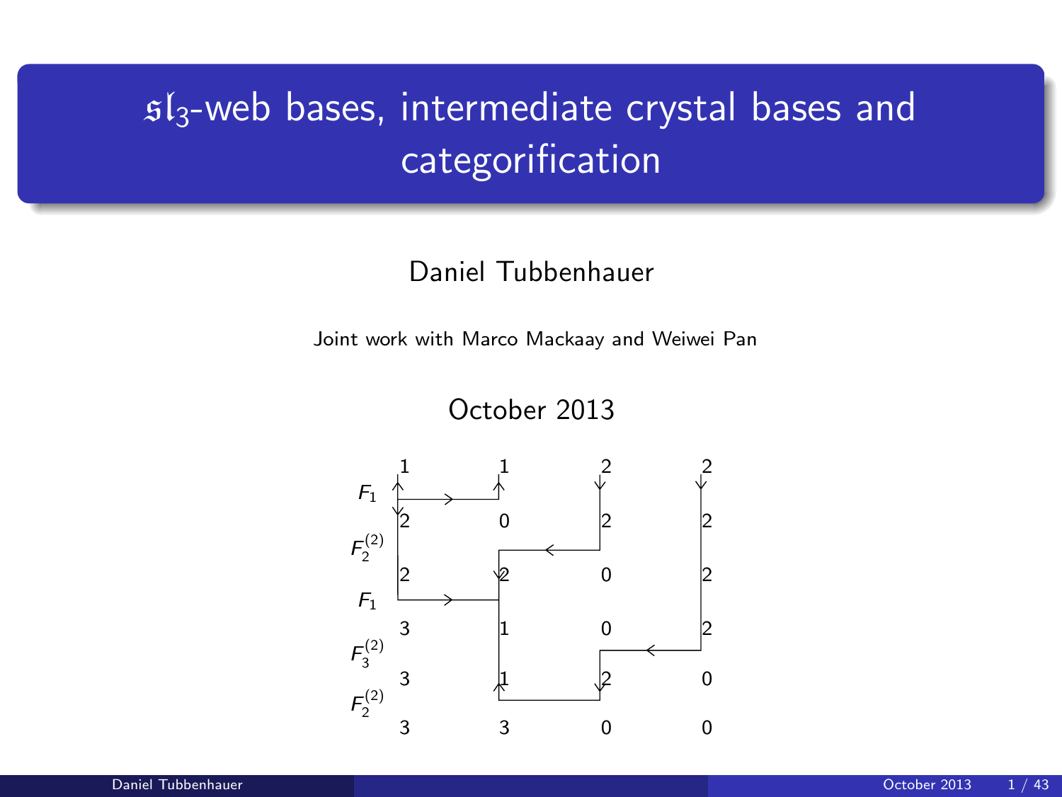# $\mathfrak{sl}_3$-web bases, intermediate crystal bases and categorification

Daniel Tubbenhauer

Joint work with Marco Mackaay and Weiwei Pan

October 2013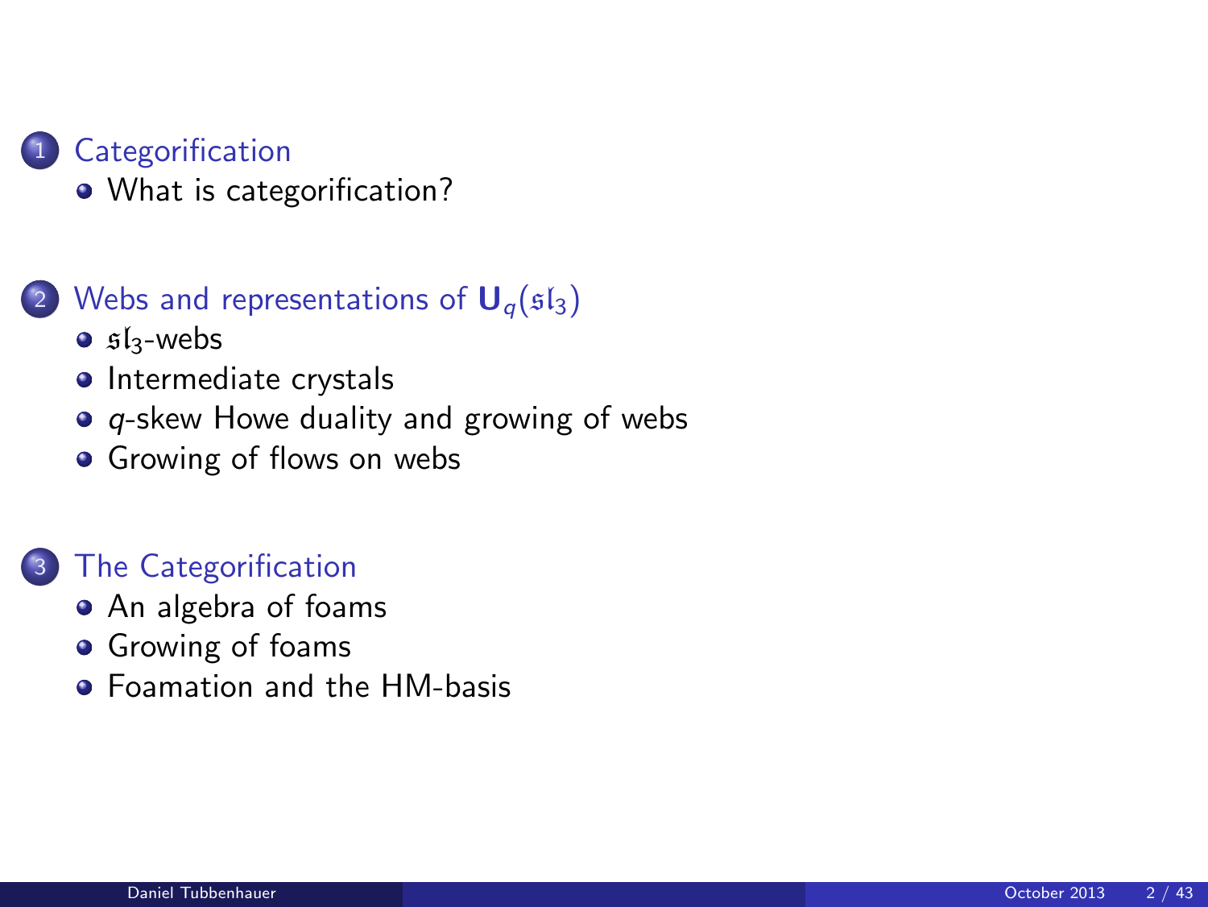1. Categorification
   - What is categorification?

2. Webs and representations of $\mathbf{U}_q(\mathfrak{sl}_3)$
   - $\mathfrak{sl}_3$-webs
   - Intermediate crystals
   - $q$-skew Howe duality and growing of webs
   - Growing of flows on webs

3. The Categorification
   - An algebra of foams
   - Growing of foams
   - Foamation and the HM-basis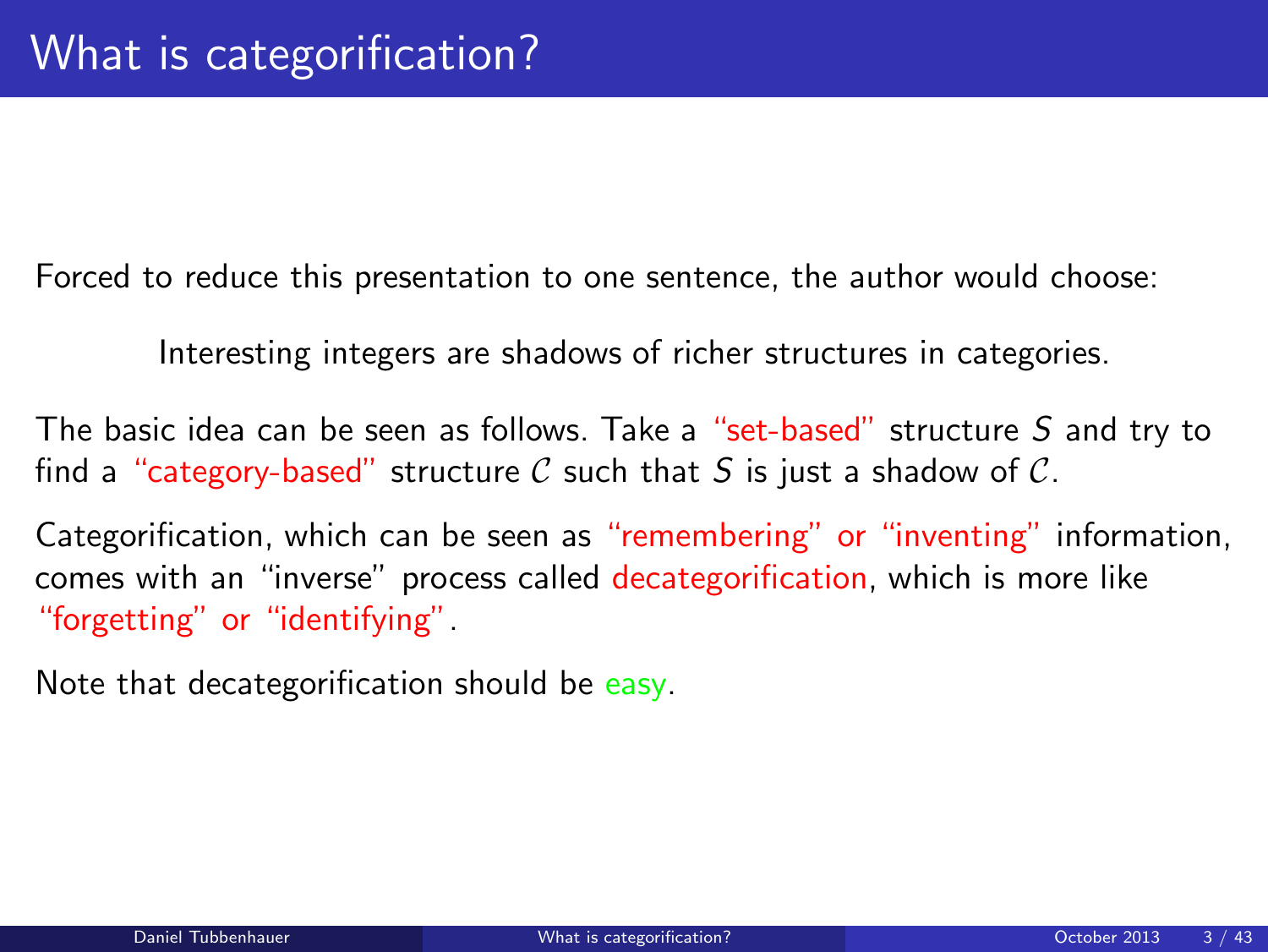# What is categorification?

Forced to reduce this presentation to one sentence, the author would choose:

Interesting integers are shadows of richer structures in categories.

The basic idea can be seen as follows. Take a "set-based" structure $S$ and try to find a "category-based" structure $\mathcal{C}$ such that $S$ is just a shadow of $\mathcal{C}$.

Categorification, which can be seen as "remembering" or "inventing" information, comes with an "inverse" process called decategorification, which is more like "forgetting" or "identifying".

Note that decategorification should be easy.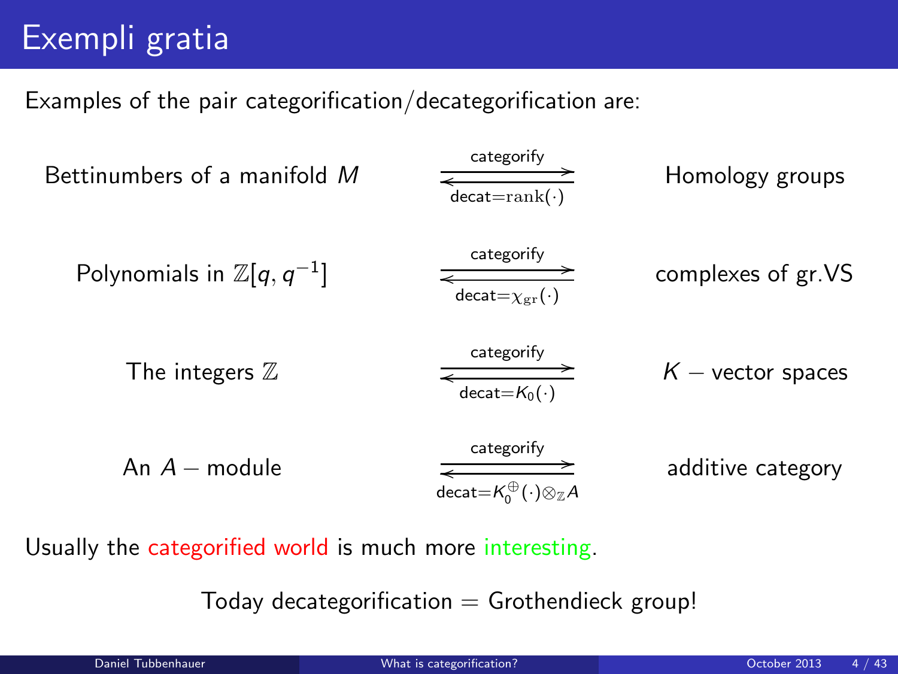# Exempli gratia

Examples of the pair categorification/decategorification are:

| | | |
|---|---|---|
| Bettinumbers of a manifold $M$ | $\underset{\text{decat}=\mathrm{rank}(\cdot)}{\overset{\text{categorify}}{\rightleftarrows}}$ | Homology groups |
| Polynomials in $\mathbb{Z}[q, q^{-1}]$ | $\underset{\text{decat}=\chi_{\mathrm{gr}}(\cdot)}{\overset{\text{categorify}}{\rightleftarrows}}$ | complexes of gr.VS |
| The integers $\mathbb{Z}$ | $\underset{\text{decat}=K_0(\cdot)}{\overset{\text{categorify}}{\rightleftarrows}}$ | $K-$ vector spaces |
| An $A-$ module | $\underset{\text{decat}=K_0^{\oplus}(\cdot)\otimes_{\mathbb{Z}}A}{\overset{\text{categorify}}{\rightleftarrows}}$ | additive category |

Usually the categorified world is much more interesting.

Today decategorification = Grothendieck group!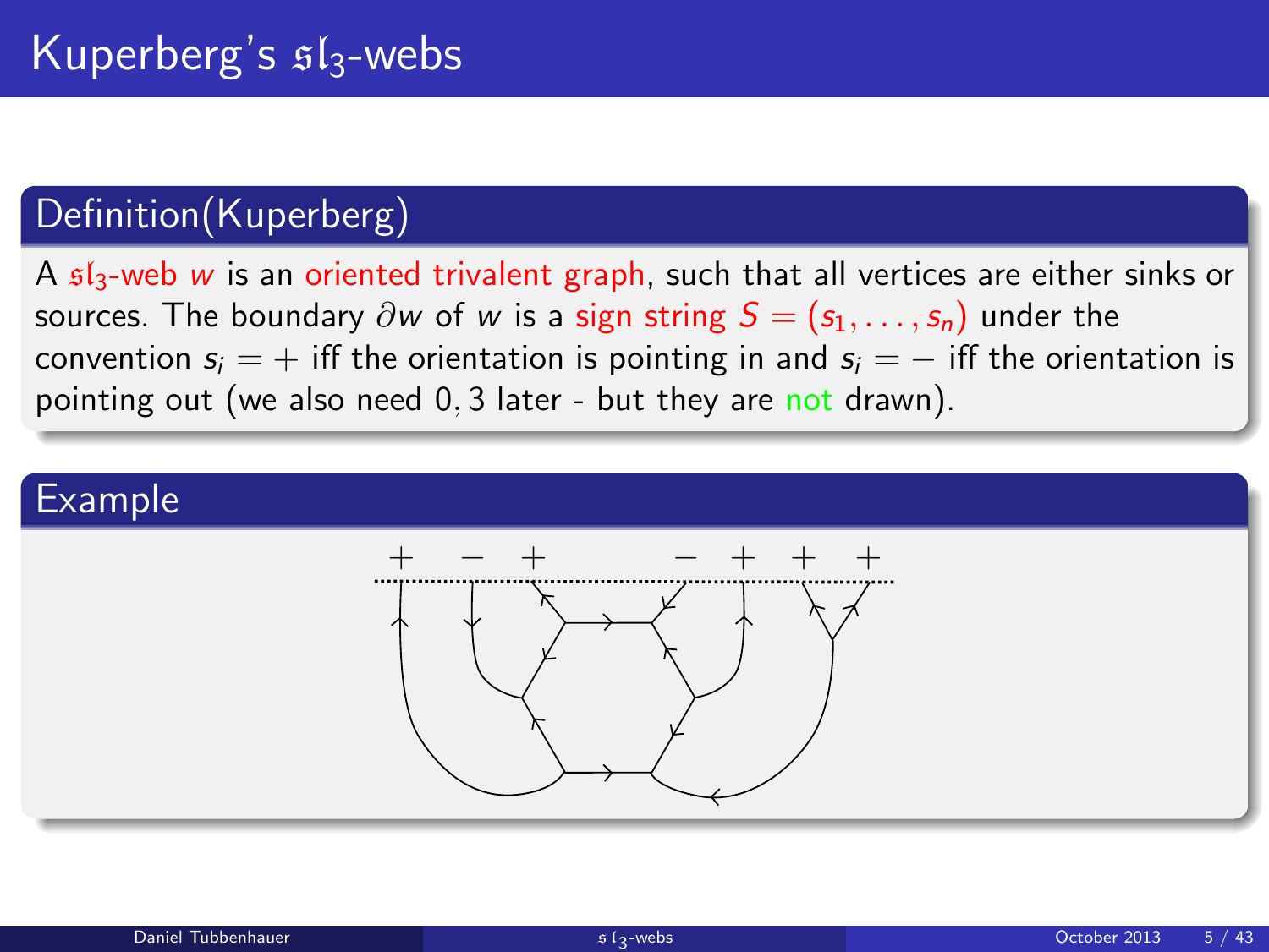# Kuperberg's $\mathfrak{sl}_3$-webs

## Definition(Kuperberg)

A $\mathfrak{sl}_3$-web $w$ is an oriented trivalent graph, such that all vertices are either sinks or sources. The boundary $\partial w$ of $w$ is a sign string $S = (s_1, \dots, s_n)$ under the convention $s_i = +$ iff the orientation is pointing in and $s_i = -$ iff the orientation is pointing out (we also need $0, 3$ later - but they are not drawn).

## Example

$+ \quad - \quad + \qquad - \quad + \quad + \quad +$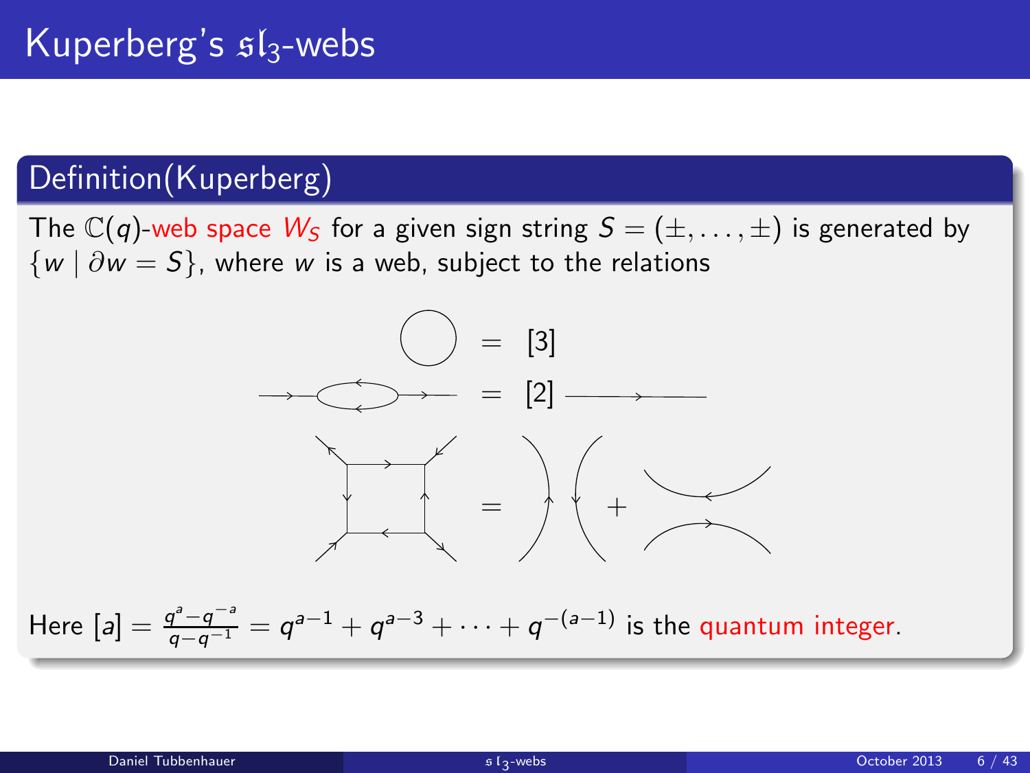# Kuperberg's $\mathfrak{sl}_3$-webs

## Definition(Kuperberg)

The $\mathbb{C}(q)$-web space $W_S$ for a given sign string $S = (\pm, \ldots, \pm)$ is generated by $\{w \mid \partial w = S\}$, where $w$ is a web, subject to the relations

$$\bigcirc = [3]$$

$$= [2]$$

$$= \quad + $$

Here $[a] = \frac{q^a - q^{-a}}{q - q^{-1}} = q^{a-1} + q^{a-3} + \cdots + q^{-(a-1)}$ is the quantum integer.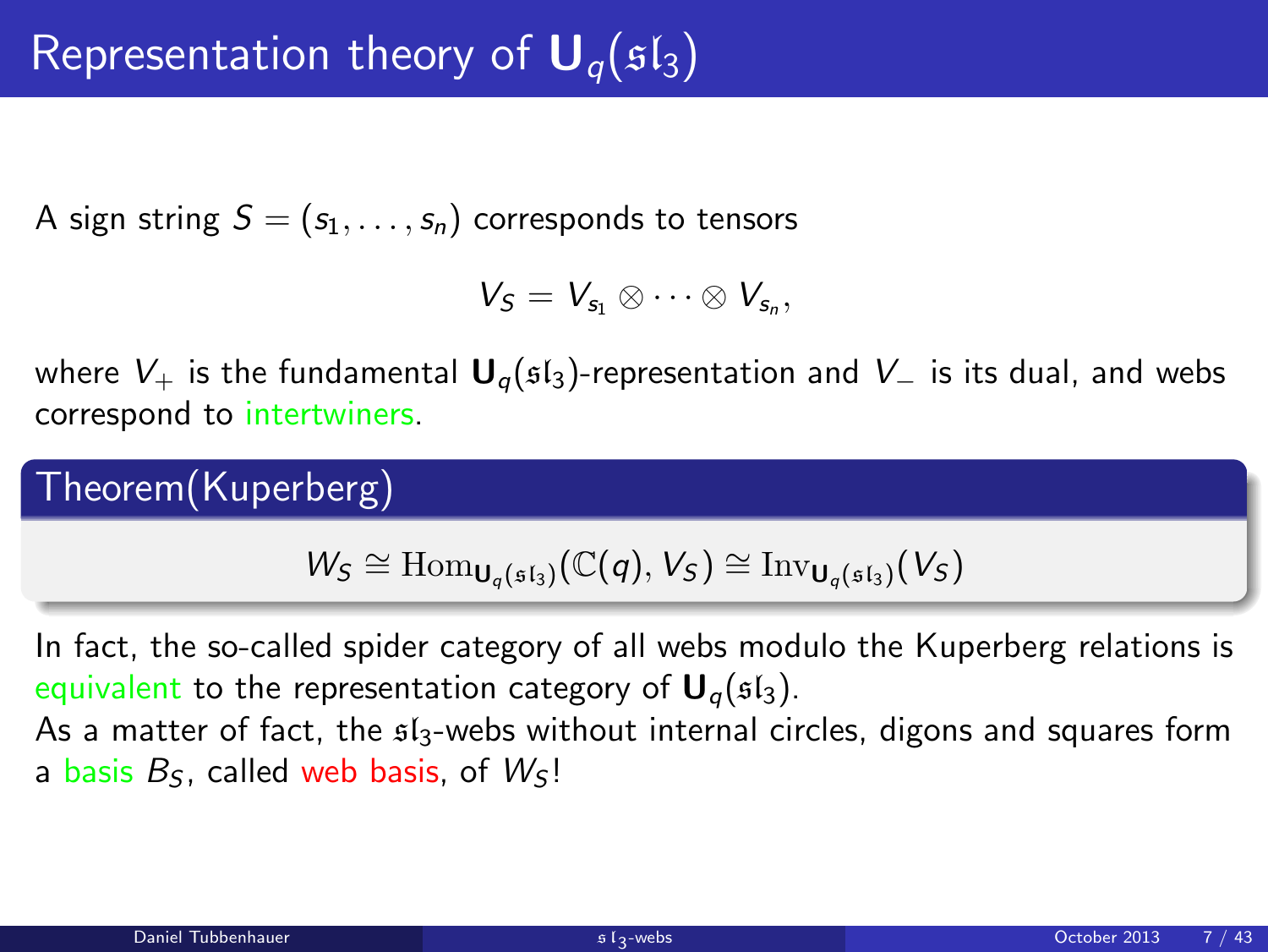# Representation theory of $\mathbf{U}_q(\mathfrak{sl}_3)$

A sign string $S = (s_1, \ldots, s_n)$ corresponds to tensors

$$V_S = V_{s_1} \otimes \cdots \otimes V_{s_n},$$

where $V_+$ is the fundamental $\mathbf{U}_q(\mathfrak{sl}_3)$-representation and $V_-$ is its dual, and webs correspond to intertwiners.

## Theorem(Kuperberg)

$$W_S \cong \mathrm{Hom}_{\mathbf{U}_q(\mathfrak{sl}_3)}(\mathbb{C}(q), V_S) \cong \mathrm{Inv}_{\mathbf{U}_q(\mathfrak{sl}_3)}(V_S)$$

In fact, the so-called spider category of all webs modulo the Kuperberg relations is equivalent to the representation category of $\mathbf{U}_q(\mathfrak{sl}_3)$.
As a matter of fact, the $\mathfrak{sl}_3$-webs without internal circles, digons and squares form a basis $B_S$, called web basis, of $W_S$!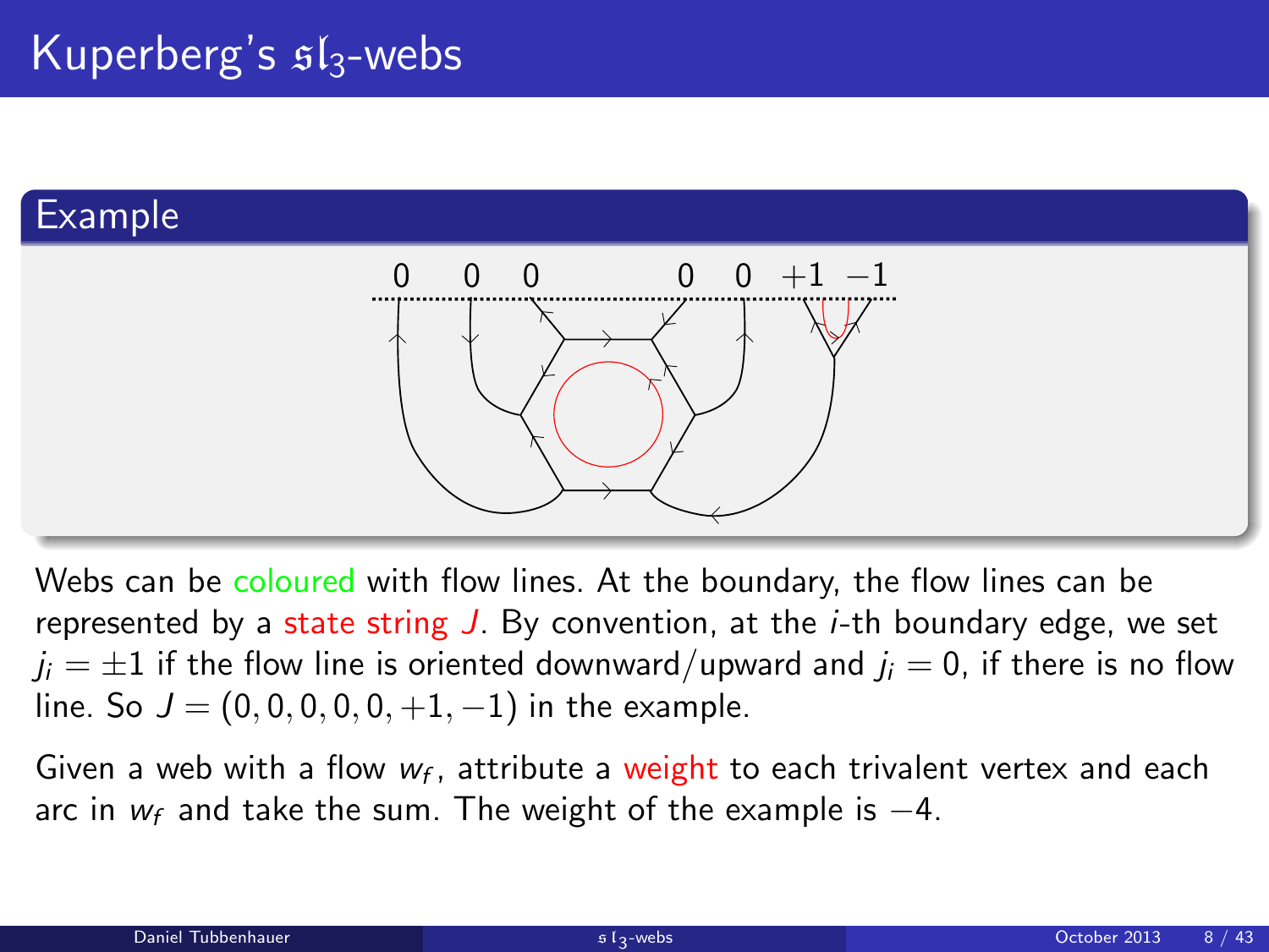# Kuperberg's $\mathfrak{sl}_3$-webs

## Example

$0 \quad 0 \quad 0 \qquad\quad 0 \quad 0 \quad +1 \quad -1$

Webs can be coloured with flow lines. At the boundary, the flow lines can be represented by a state string $J$. By convention, at the $i$-th boundary edge, we set $j_i = \pm 1$ if the flow line is oriented downward/upward and $j_i = 0$, if there is no flow line. So $J = (0,0,0,0,0,+1,-1)$ in the example.

Given a web with a flow $w_f$, attribute a weight to each trivalent vertex and each arc in $w_f$ and take the sum. The weight of the example is $-4$.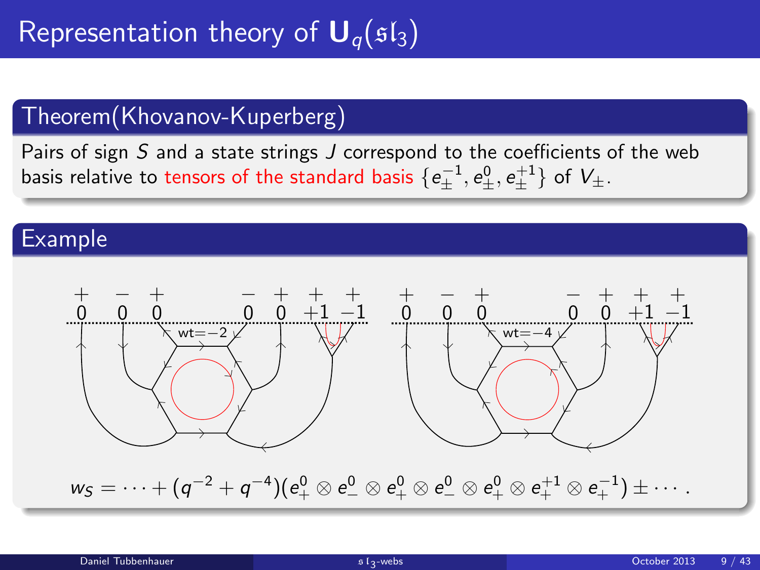# Representation theory of $\mathbf{U}_q(\mathfrak{sl}_3)$

## Theorem(Khovanov-Kuperberg)

Pairs of sign $S$ and a state strings $J$ correspond to the coefficients of the web basis relative to tensors of the standard basis $\{e_{\pm}^{-1}, e_{\pm}^{0}, e_{\pm}^{+1}\}$ of $V_{\pm}$.

## Example

$$w_S = \cdots + (q^{-2} + q^{-4})(e_+^0 \otimes e_-^0 \otimes e_+^0 \otimes e_-^0 \otimes e_+^0 \otimes e_+^{+1} \otimes e_+^{-1}) \pm \cdots .$$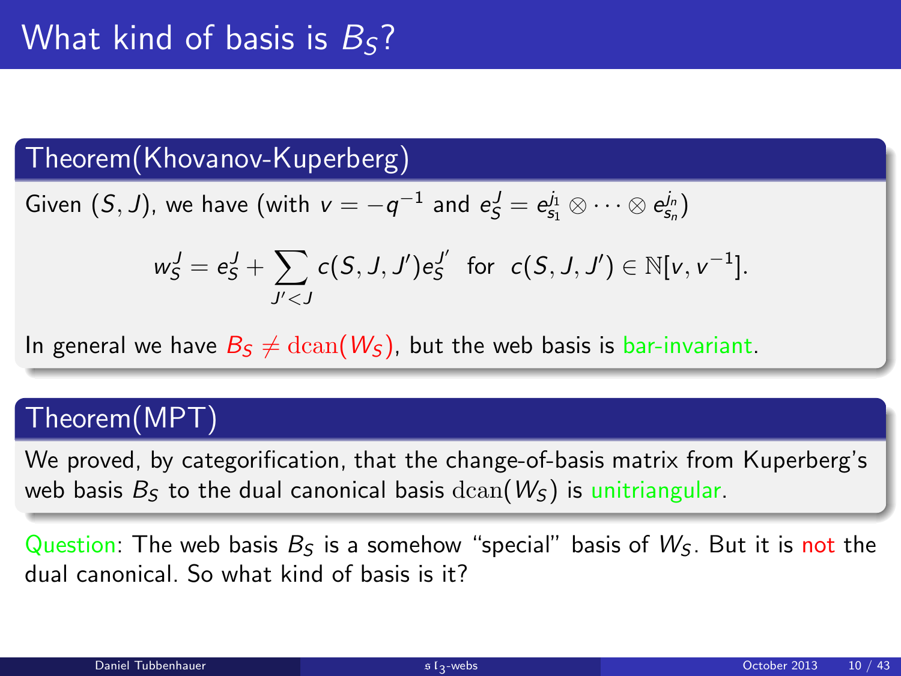# What kind of basis is $B_S$?

## Theorem(Khovanov-Kuperberg)

Given $(S, J)$, we have (with $v = -q^{-1}$ and $e_S^J = e_{s_1}^{j_1} \otimes \cdots \otimes e_{s_n}^{j_n}$)

$$w_S^J = e_S^J + \sum_{J' < J} c(S, J, J') e_S^{J'} \text{ for } c(S, J, J') \in \mathbb{N}[v, v^{-1}].$$

In general we have $B_S \neq \mathrm{dcan}(W_S)$, but the web basis is bar-invariant.

## Theorem(MPT)

We proved, by categorification, that the change-of-basis matrix from Kuperberg's web basis $B_S$ to the dual canonical basis $\mathrm{dcan}(W_S)$ is unitriangular.

Question: The web basis $B_S$ is a somehow "special" basis of $W_S$. But it is not the dual canonical. So what kind of basis is it?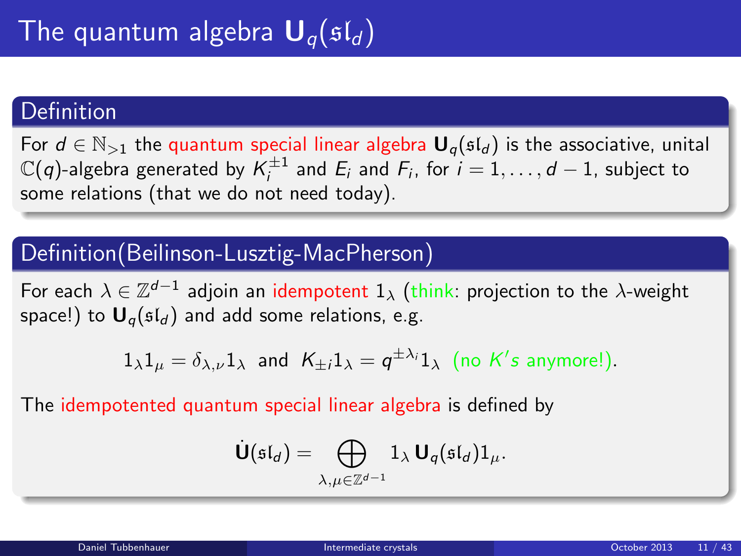# The quantum algebra $\mathbf{U}_q(\mathfrak{sl}_d)$

## Definition

For $d \in \mathbb{N}_{>1}$ the quantum special linear algebra $\mathbf{U}_q(\mathfrak{sl}_d)$ is the associative, unital $\mathbb{C}(q)$-algebra generated by $K_i^{\pm 1}$ and $E_i$ and $F_i$, for $i = 1, \dots, d-1$, subject to some relations (that we do not need today).

## Definition(Beilinson-Lusztig-MacPherson)

For each $\lambda \in \mathbb{Z}^{d-1}$ adjoin an idempotent $1_\lambda$ (think: projection to the $\lambda$-weight space!) to $\mathbf{U}_q(\mathfrak{sl}_d)$ and add some relations, e.g.

$$1_\lambda 1_\mu = \delta_{\lambda,\nu} 1_\lambda \ \text{ and } \ K_{\pm i} 1_\lambda = q^{\pm \lambda_i} 1_\lambda \ \text{ (no } K\text{'s anymore!)}.$$

The idempotented quantum special linear algebra is defined by

$$\dot{\mathbf{U}}(\mathfrak{sl}_d) = \bigoplus_{\lambda,\mu \in \mathbb{Z}^{d-1}} 1_\lambda \, \mathbf{U}_q(\mathfrak{sl}_d) 1_\mu.$$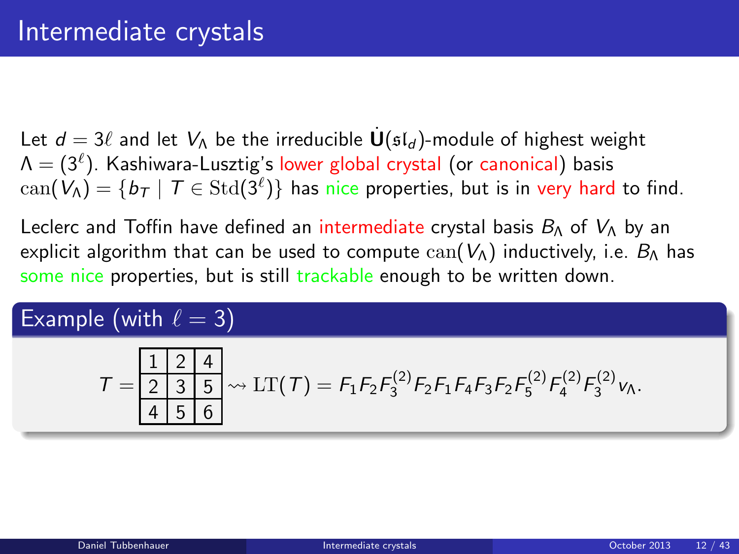# Intermediate crystals

Let $d = 3\ell$ and let $V_\Lambda$ be the irreducible $\dot{\mathbf{U}}(\mathfrak{sl}_d)$-module of highest weight $\Lambda = (3^\ell)$. Kashiwara-Lusztig's lower global crystal (or canonical) basis $\mathrm{can}(V_\Lambda) = \{b_T \mid T \in \mathrm{Std}(3^\ell)\}$ has nice properties, but is in very hard to find.

Leclerc and Toffin have defined an intermediate crystal basis $B_\Lambda$ of $V_\Lambda$ by an explicit algorithm that can be used to compute $\mathrm{can}(V_\Lambda)$ inductively, i.e. $B_\Lambda$ has some nice properties, but is still trackable enough to be written down.

## Example (with $\ell = 3$)

$$T = \begin{array}{|c|c|c|}\hline 1 & 2 & 4 \\ \hline 2 & 3 & 5 \\ \hline 4 & 5 & 6 \\ \hline \end{array} \rightsquigarrow \mathrm{LT}(T) = F_1 F_2 F_3^{(2)} F_2 F_1 F_4 F_3 F_2 F_5^{(2)} F_4^{(2)} F_3^{(2)} v_\Lambda.$$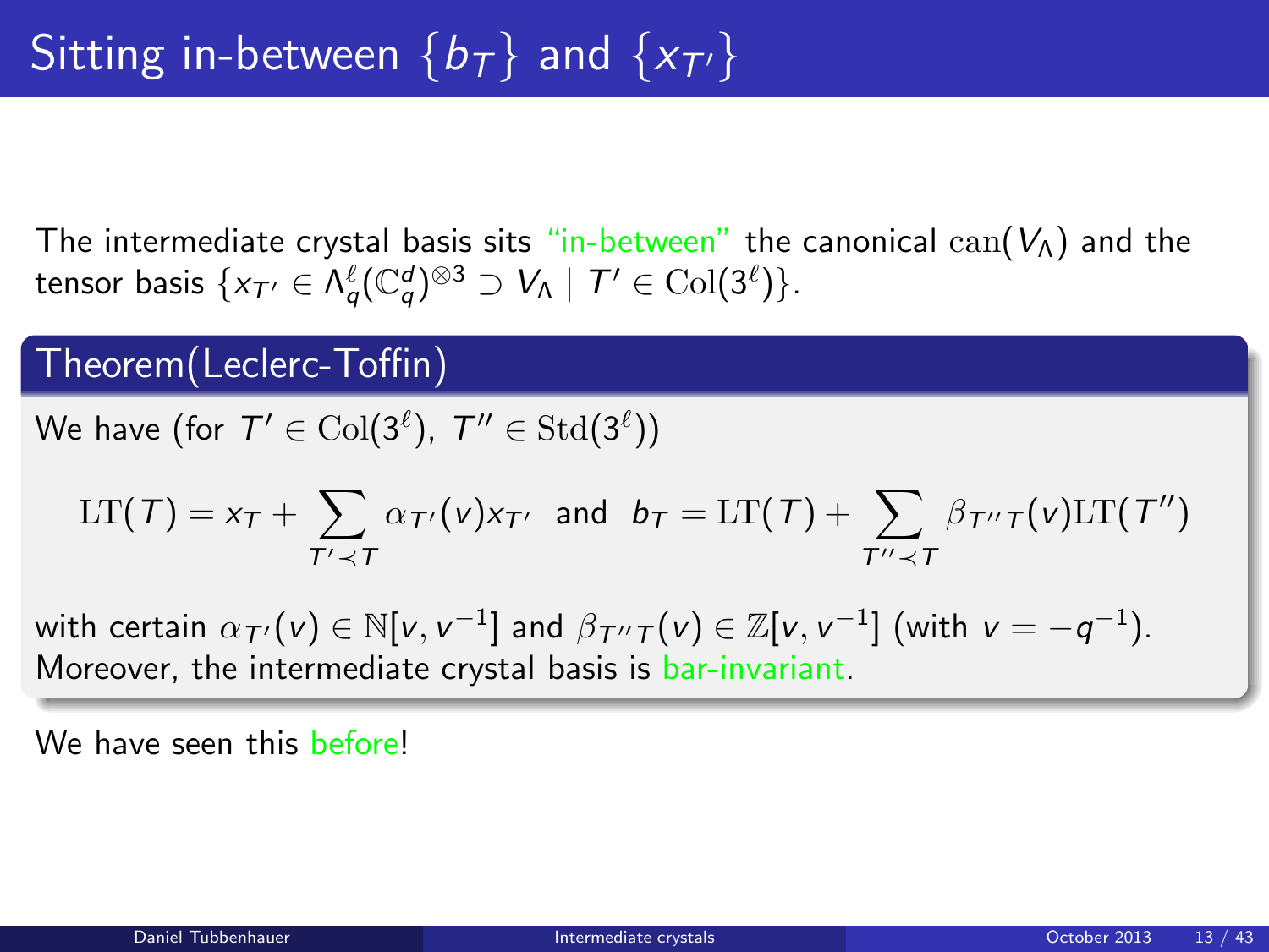# Sitting in-between $\{b_T\}$ and $\{x_{T'}\}$

The intermediate crystal basis sits "in-between" the canonical $\mathrm{can}(V_\Lambda)$ and the tensor basis $\{x_{T'} \in \Lambda_q^\ell(\mathbb{C}_q^d)^{\otimes 3} \supset V_\Lambda \mid T' \in \mathrm{Col}(3^\ell)\}$.

## Theorem(Leclerc-Toffin)

We have (for $T' \in \mathrm{Col}(3^\ell)$, $T'' \in \mathrm{Std}(3^\ell)$)

$$\mathrm{LT}(T) = x_T + \sum_{T' \prec T} \alpha_{T'}(v) x_{T'} \text{ and } b_T = \mathrm{LT}(T) + \sum_{T'' \prec T} \beta_{T''T}(v)\mathrm{LT}(T'')$$

with certain $\alpha_{T'}(v) \in \mathbb{N}[v, v^{-1}]$ and $\beta_{T''T}(v) \in \mathbb{Z}[v, v^{-1}]$ (with $v = -q^{-1}$). Moreover, the intermediate crystal basis is bar-invariant.

We have seen this before!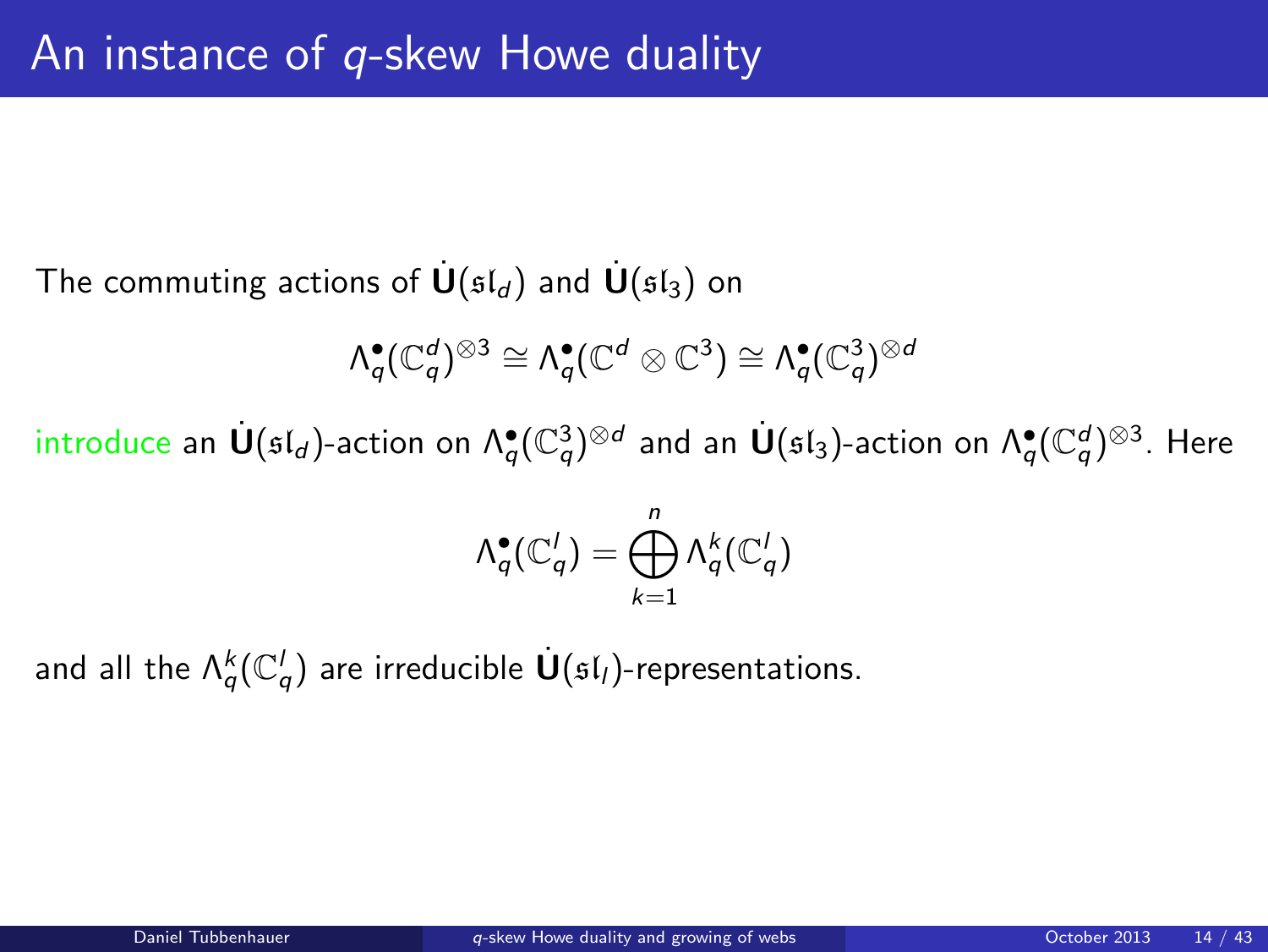# An instance of $q$-skew Howe duality

The commuting actions of $\dot{\mathbf{U}}(\mathfrak{sl}_d)$ and $\dot{\mathbf{U}}(\mathfrak{sl}_3)$ on

$$\Lambda_q^{\bullet}(\mathbb{C}_q^d)^{\otimes 3} \cong \Lambda_q^{\bullet}(\mathbb{C}^d \otimes \mathbb{C}^3) \cong \Lambda_q^{\bullet}(\mathbb{C}_q^3)^{\otimes d}$$

introduce an $\dot{\mathbf{U}}(\mathfrak{sl}_d)$-action on $\Lambda_q^{\bullet}(\mathbb{C}_q^3)^{\otimes d}$ and an $\dot{\mathbf{U}}(\mathfrak{sl}_3)$-action on $\Lambda_q^{\bullet}(\mathbb{C}_q^d)^{\otimes 3}$. Here

$$\Lambda_q^{\bullet}(\mathbb{C}_q^l) = \bigoplus_{k=1}^{n} \Lambda_q^k(\mathbb{C}_q^l)$$

and all the $\Lambda_q^k(\mathbb{C}_q^l)$ are irreducible $\dot{\mathbf{U}}(\mathfrak{sl}_l)$-representations.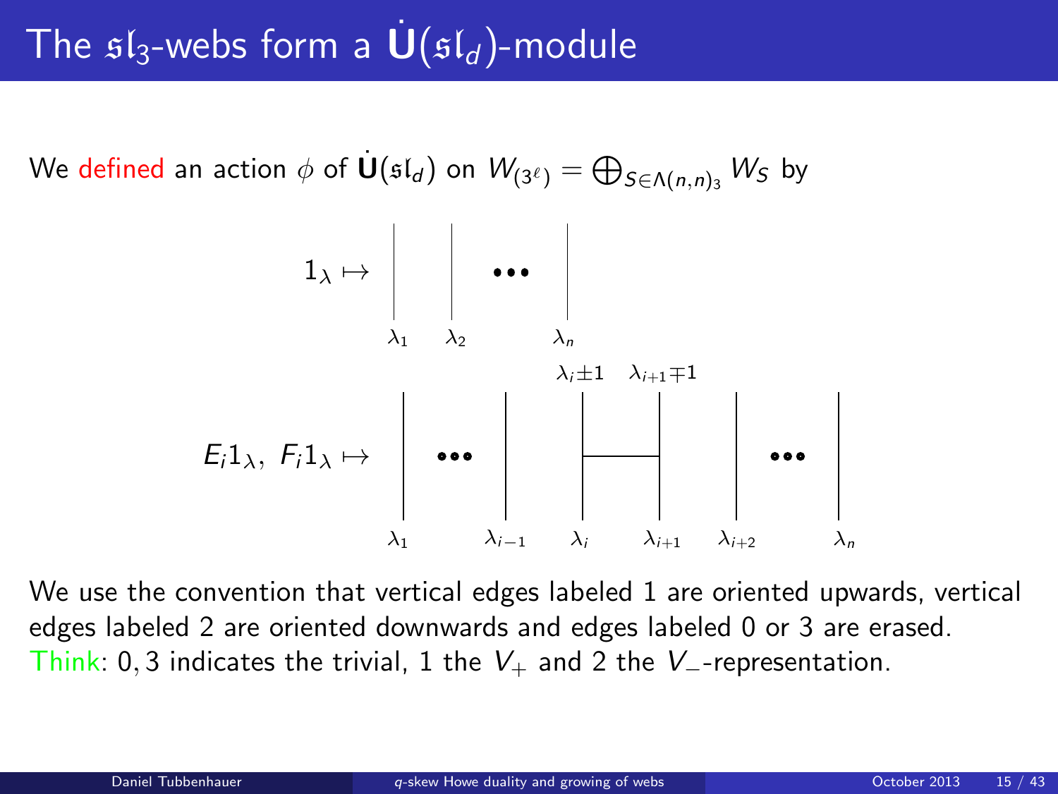# The $\mathfrak{sl}_3$-webs form a $\dot{\mathbf{U}}(\mathfrak{sl}_d)$-module

We defined an action $\phi$ of $\dot{\mathbf{U}}(\mathfrak{sl}_d)$ on $W_{(3^\ell)} = \bigoplus_{S \in \Lambda(n,n)_3} W_S$ by

$1_\lambda \mapsto$ (vertical strands labeled $\lambda_1$, $\lambda_2$, $\cdots$, $\lambda_n$)

$E_i 1_\lambda,\ F_i 1_\lambda \mapsto$ (vertical strands labeled $\lambda_1$, $\cdots$, $\lambda_{i-1}$, $\lambda_i$, $\lambda_{i+1}$, $\lambda_{i+2}$, $\cdots$, $\lambda_n$ at the bottom, with a horizontal edge between strands $i$ and $i+1$, whose top labels are $\lambda_i \pm 1$ and $\lambda_{i+1} \mp 1$)

We use the convention that vertical edges labeled 1 are oriented upwards, vertical edges labeled 2 are oriented downwards and edges labeled 0 or 3 are erased. Think: $0, 3$ indicates the trivial, 1 the $V_+$ and 2 the $V_-$-representation.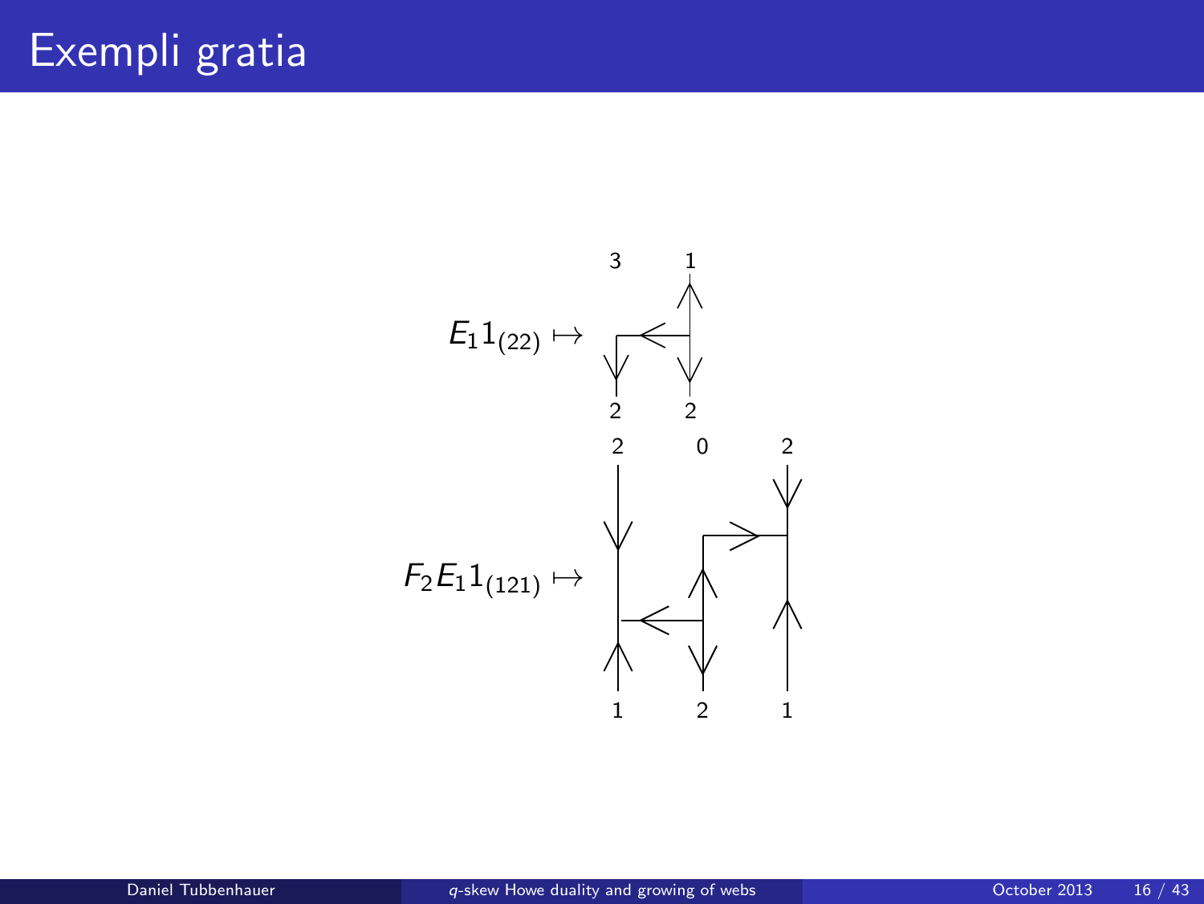# Exempli gratia

$E_1 1_{(22)} \mapsto$

$F_2 E_1 1_{(121)} \mapsto$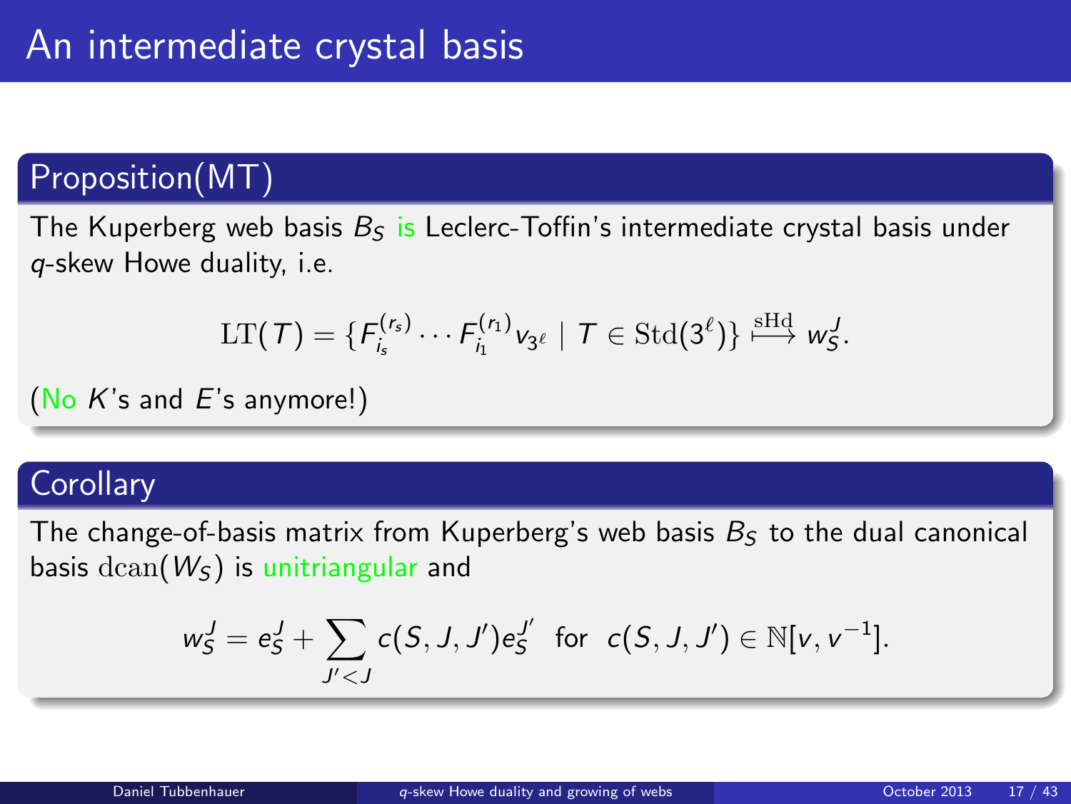# An intermediate crystal basis

## Proposition(MT)

The Kuperberg web basis $B_S$ is Leclerc-Toffin's intermediate crystal basis under $q$-skew Howe duality, i.e.

$$\mathrm{LT}(T) = \{F_{i_s}^{(r_s)} \cdots F_{i_1}^{(r_1)} v_{3^\ell} \mid T \in \mathrm{Std}(3^\ell)\} \overset{\mathrm{sHd}}{\longmapsto} w_S^J.$$

(No $K$'s and $E$'s anymore!)

## Corollary

The change-of-basis matrix from Kuperberg's web basis $B_S$ to the dual canonical basis $\mathrm{dcan}(W_S)$ is unitriangular and

$$w_S^J = e_S^J + \sum_{J' < J} c(S, J, J') e_S^{J'} \quad \text{for} \quad c(S, J, J') \in \mathbb{N}[v, v^{-1}].$$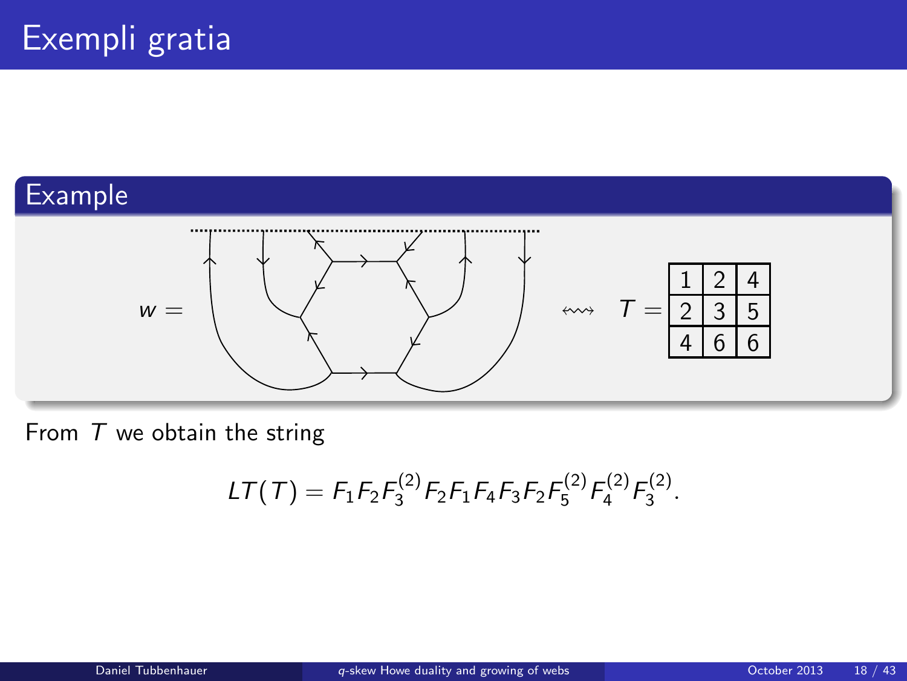# Exempli gratia

## Example

$w =$ $\quad \leftrightsquigarrow \quad T =$

| 1 | 2 | 4 |
|---|---|---|
| 2 | 3 | 5 |
| 4 | 6 | 6 |

From $T$ we obtain the string

$$LT(T) = F_1F_2F_3^{(2)}F_2F_1F_4F_3F_2F_5^{(2)}F_4^{(2)}F_3^{(2)}.$$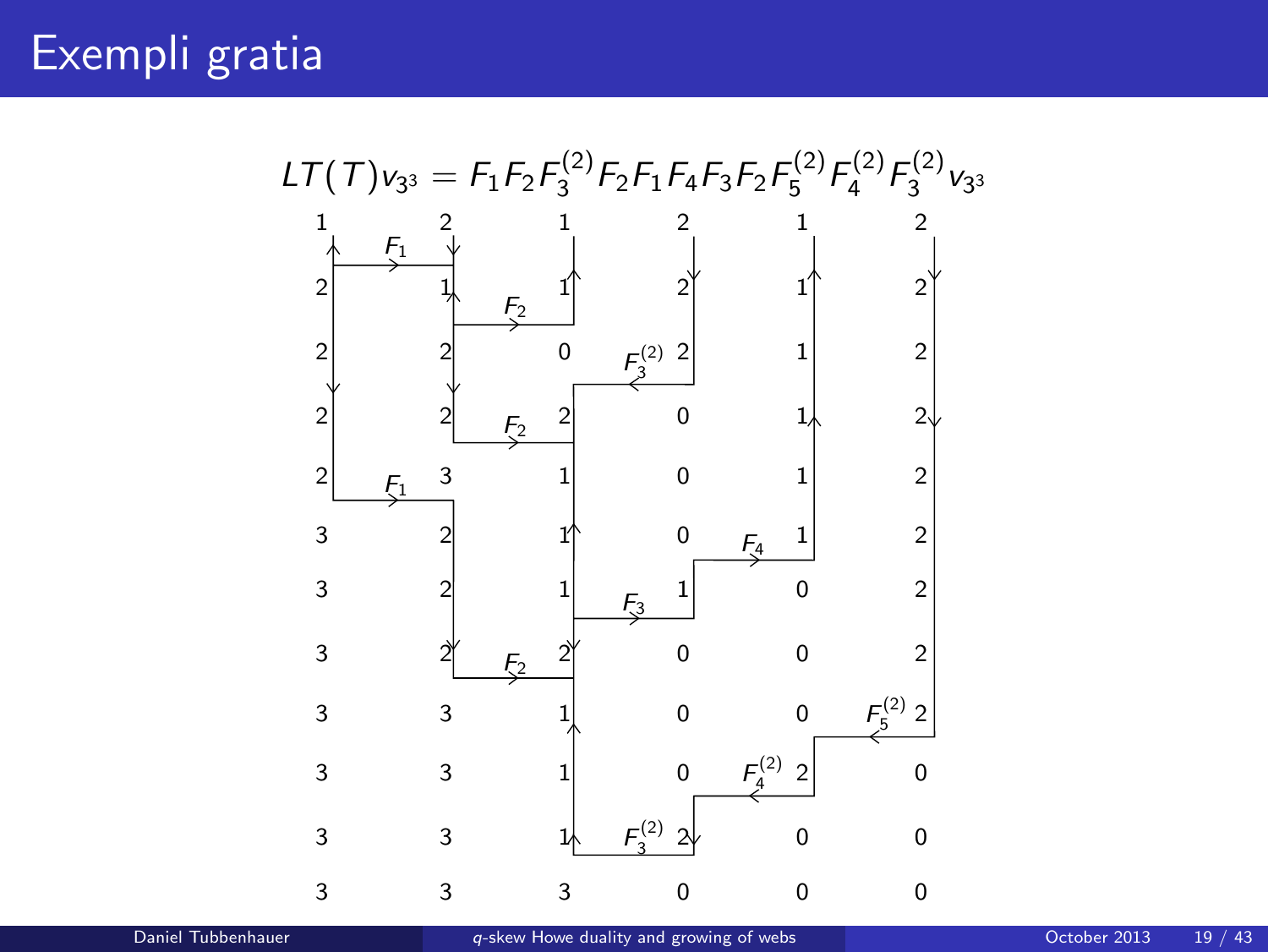# Exempli gratia

$$LT(T)v_{3^3} = F_1 F_2 F_3^{(2)} F_2 F_1 F_4 F_3 F_2 F_5^{(2)} F_4^{(2)} F_3^{(2)} v_{3^3}$$

| | | | | | |
|---|---|---|---|---|---|
| 1 | 2 | 1 | 2 | 1 | 2 |
| 2 | 1 | 1 | 2 | 1 | 2 |
| 2 | 2 | 0 | 2 | 1 | 2 |
| 2 | 2 | 2 | 0 | 1 | 2 |
| 2 | 3 | 1 | 0 | 1 | 2 |
| 3 | 2 | 1 | 0 | 1 | 2 |
| 3 | 2 | 1 | 1 | 0 | 2 |
| 3 | 2 | 2 | 0 | 0 | 2 |
| 3 | 3 | 1 | 0 | 0 | 2 |
| 3 | 3 | 1 | 0 | 2 | 0 |
| 3 | 3 | 1 | 2 | 0 | 0 |
| 3 | 3 | 3 | 0 | 0 | 0 |

Ladder rungs (top to bottom): $F_1$, $F_2$, $F_3^{(2)}$, $F_2$, $F_1$, $F_4$, $F_3$, $F_2$, $F_5^{(2)}$, $F_4^{(2)}$, $F_3^{(2)}$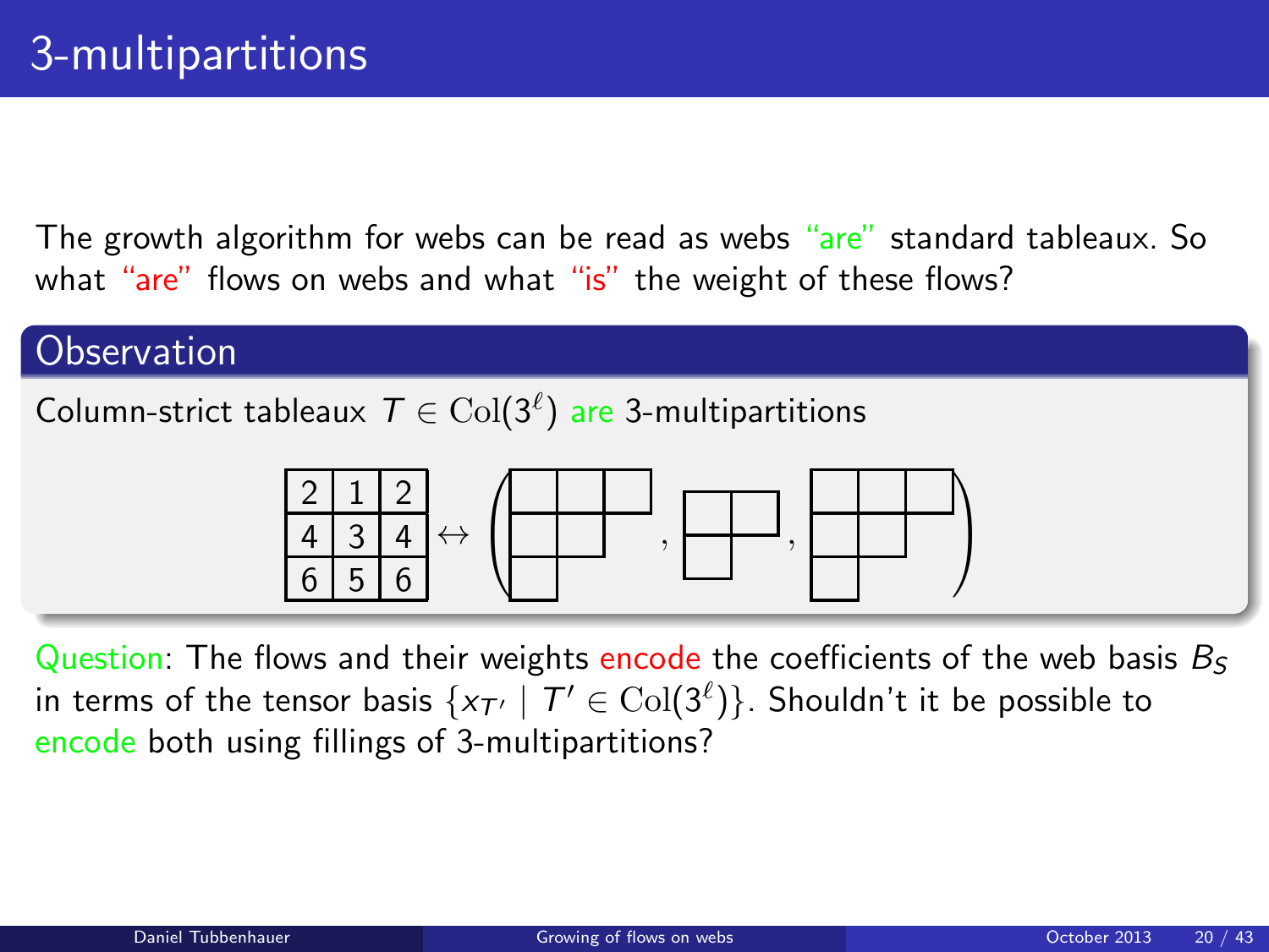## 3-multipartitions

The growth algorithm for webs can be read as webs "are" standard tableaux. So what "are" flows on webs and what "is" the weight of these flows?

### Observation

Column-strict tableaux $T \in \mathrm{Col}(3^{\ell})$ are 3-multipartitions

| 2 | 1 | 2 |
|---|---|---|
| 4 | 3 | 4 |
| 6 | 5 | 6 |

$\leftrightarrow$ (three Young diagrams)

Question: The flows and their weights encode the coefficients of the web basis $B_S$ in terms of the tensor basis $\{x_{T'} \mid T' \in \mathrm{Col}(3^{\ell})\}$. Shouldn't it be possible to encode both using fillings of 3-multipartitions?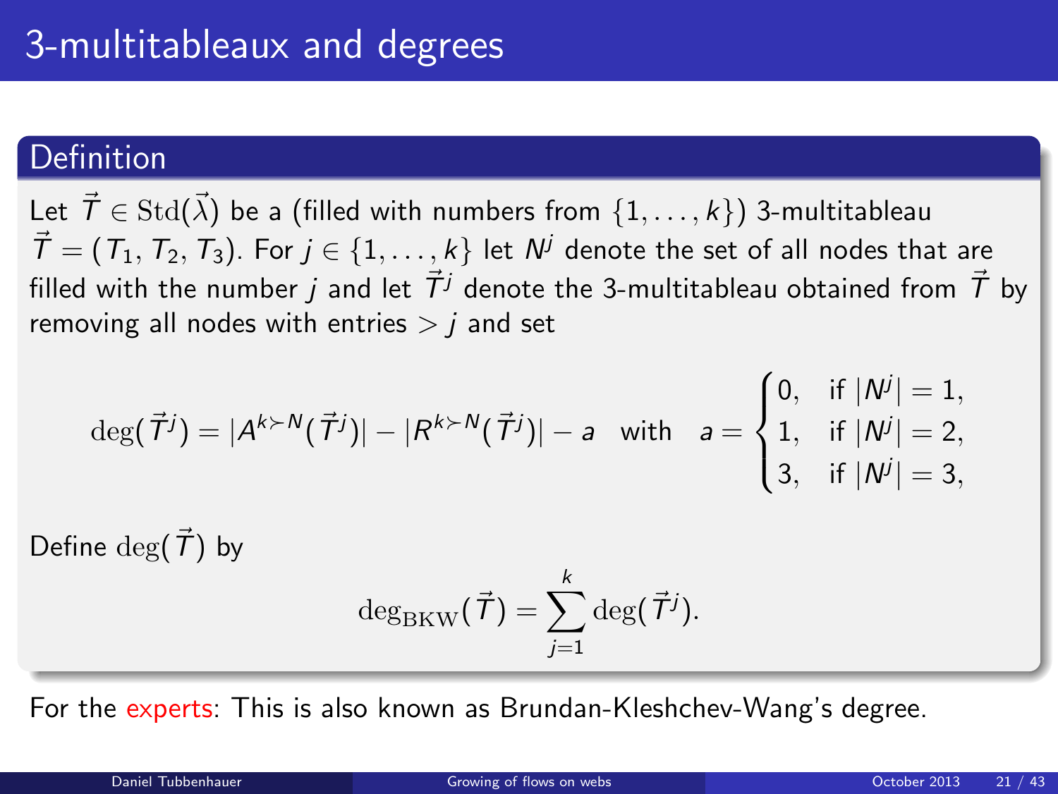# 3-multitableaux and degrees

## Definition

Let $\vec{T} \in \mathrm{Std}(\vec{\lambda})$ be a (filled with numbers from $\{1, \ldots, k\}$) 3-multitableau $\vec{T} = (T_1, T_2, T_3)$. For $j \in \{1, \ldots, k\}$ let $N^j$ denote the set of all nodes that are filled with the number $j$ and let $\vec{T}^j$ denote the 3-multitableau obtained from $\vec{T}$ by removing all nodes with entries $> j$ and set

$$\deg(\vec{T}^j) = |A^{k \succ N}(\vec{T}^j)| - |R^{k \succ N}(\vec{T}^j)| - a \quad \text{with} \quad a = \begin{cases} 0, & \text{if } |N^j| = 1, \\ 1, & \text{if } |N^j| = 2, \\ 3, & \text{if } |N^j| = 3, \end{cases}$$

Define $\deg(\vec{T})$ by

$$\deg_{\mathrm{BKW}}(\vec{T}) = \sum_{j=1}^{k} \deg(\vec{T}^j).$$

For the experts: This is also known as Brundan-Kleshchev-Wang's degree.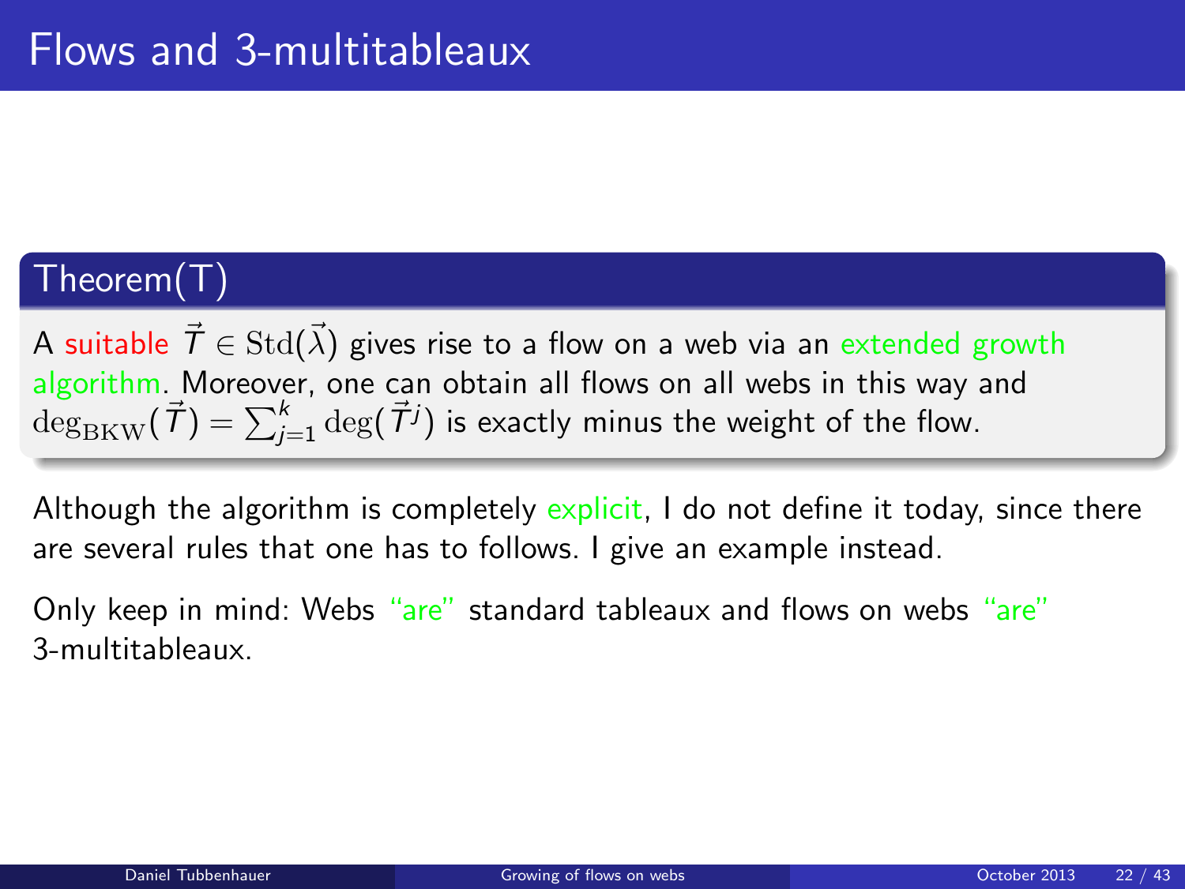# Flows and 3-multitableaux

**Theorem(T)**

A suitable $\vec{T} \in \mathrm{Std}(\vec{\lambda})$ gives rise to a flow on a web via an extended growth algorithm. Moreover, one can obtain all flows on all webs in this way and $\deg_{\mathrm{BKW}}(\vec{T}) = \sum_{j=1}^{k} \deg(\vec{T}^j)$ is exactly minus the weight of the flow.

Although the algorithm is completely explicit, I do not define it today, since there are several rules that one has to follows. I give an example instead.

Only keep in mind: Webs "are" standard tableaux and flows on webs "are" 3-multitableaux.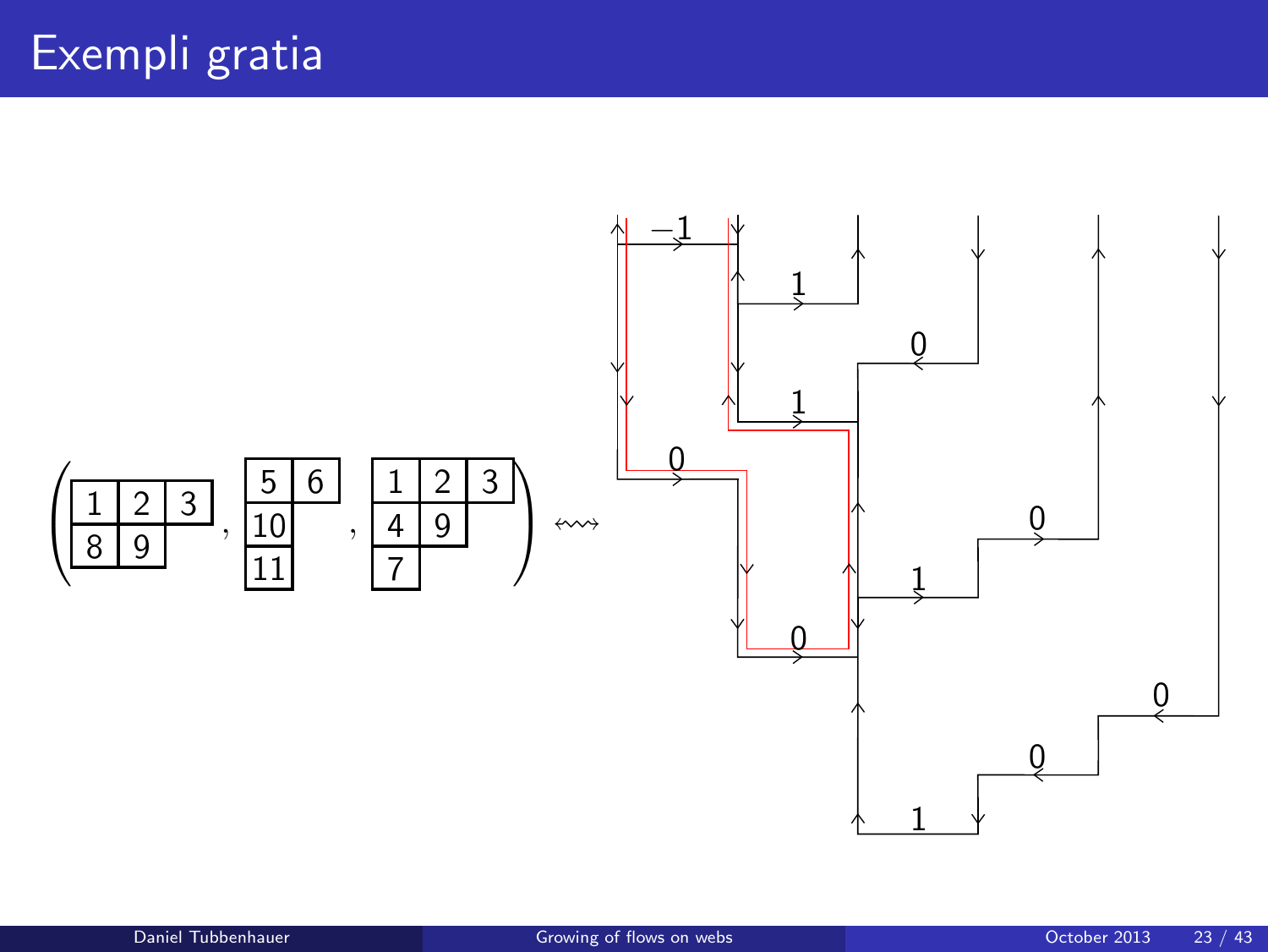# Exempli gratia

$$\left( \begin{array}{|c|c|c|}\hline 1 & 2 & 3 \\ \hline 8 & 9 \\ \cline{1-2} \end{array} \, , \, \begin{array}{|c|c|}\hline 5 & 6 \\ \hline 10 \\ \cline{1-1} 11 \\ \cline{1-1} \end{array} \, , \, \begin{array}{|c|c|c|}\hline 1 & 2 & 3 \\ \hline 4 & 9 \\ \cline{1-2} 7 \\ \cline{1-1} \end{array} \right) \leftrightsquigarrow$$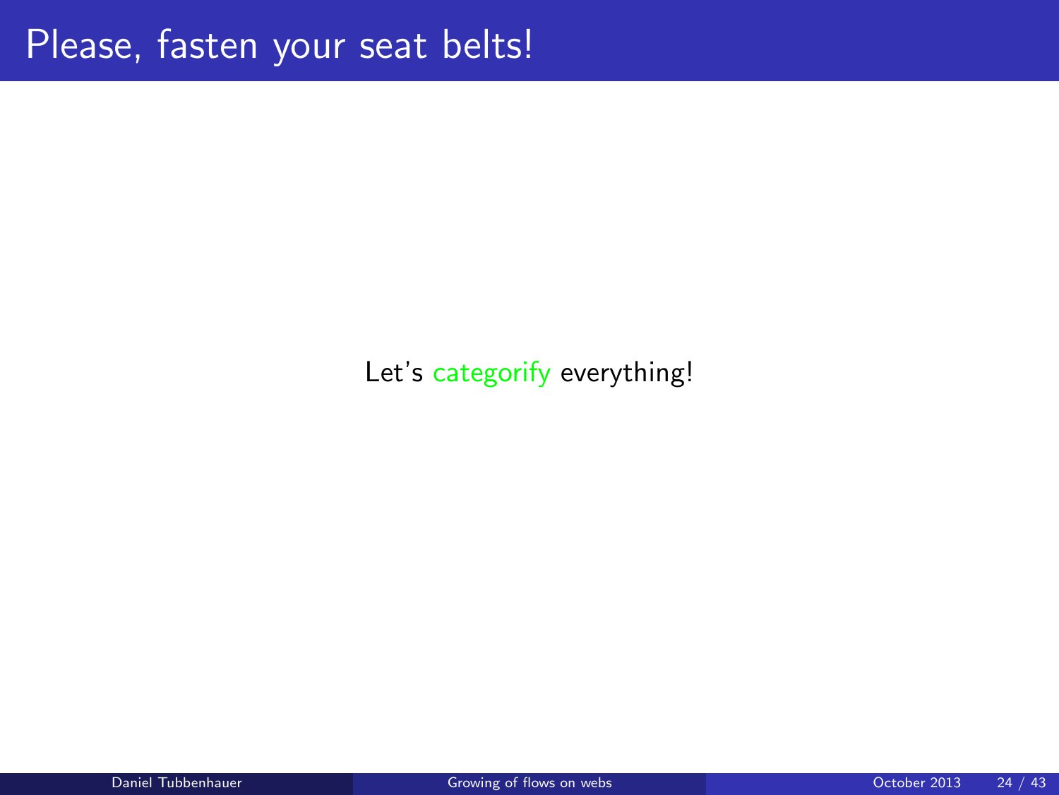# Please, fasten your seat belts!

Let's categorify everything!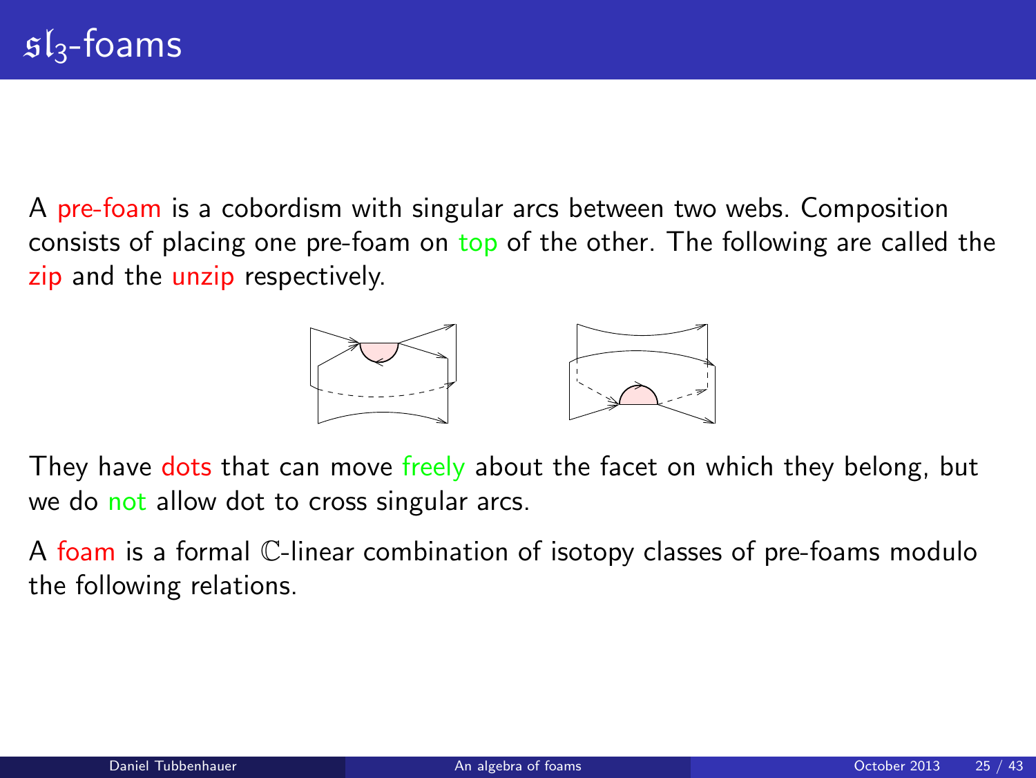# $\mathfrak{sl}_3$-foams

A pre-foam is a cobordism with singular arcs between two webs. Composition consists of placing one pre-foam on top of the other. The following are called the zip and the unzip respectively.

They have dots that can move freely about the facet on which they belong, but we do not allow dot to cross singular arcs.

A foam is a formal $\mathbb{C}$-linear combination of isotopy classes of pre-foams modulo the following relations.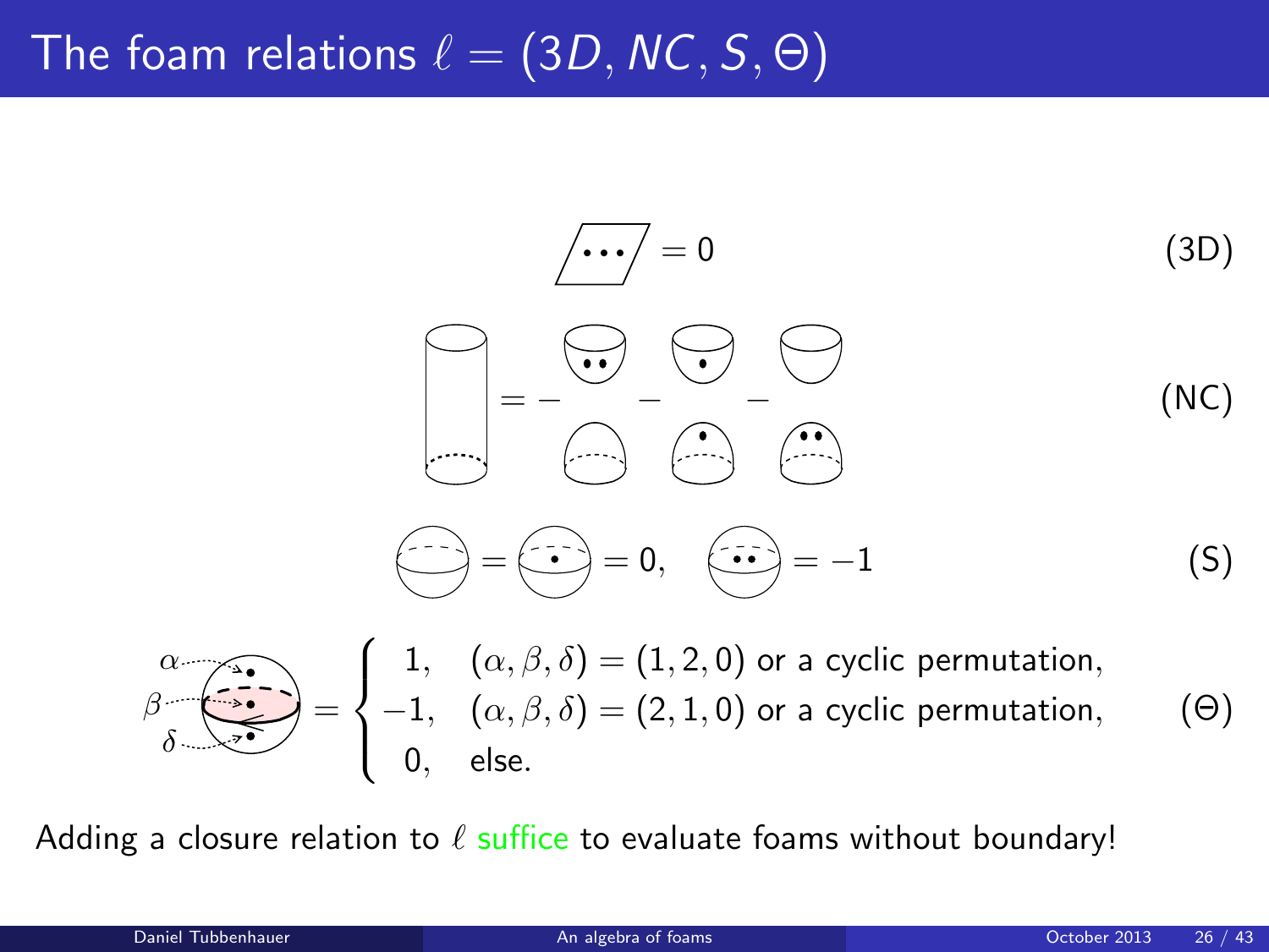# The foam relations $\ell = (3D, NC, S, \Theta)$

$$= 0 \qquad \text{(3D)}$$

$$= - \quad - \quad - \qquad \text{(NC)}$$

$$= \quad = 0, \qquad = -1 \qquad \text{(S)}$$

$$= \begin{cases} 1, & (\alpha, \beta, \delta) = (1, 2, 0) \text{ or a cyclic permutation,} \\ -1, & (\alpha, \beta, \delta) = (2, 1, 0) \text{ or a cyclic permutation,} \\ 0, & \text{else.} \end{cases} \qquad (\Theta)$$

Adding a closure relation to $\ell$ suffice to evaluate foams without boundary!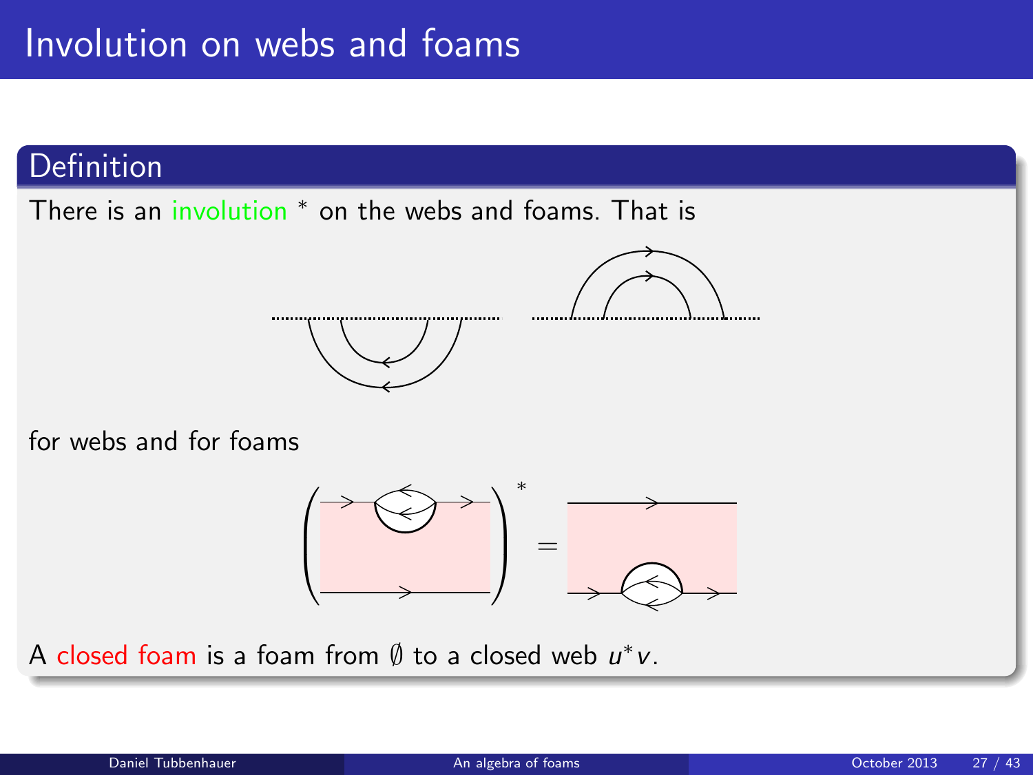# Involution on webs and foams

## Definition

There is an involution $^*$ on the webs and foams. That is

for webs and for foams

$$\left( \quad \right)^* =$$

A closed foam is a foam from $\emptyset$ to a closed web $u^*v$.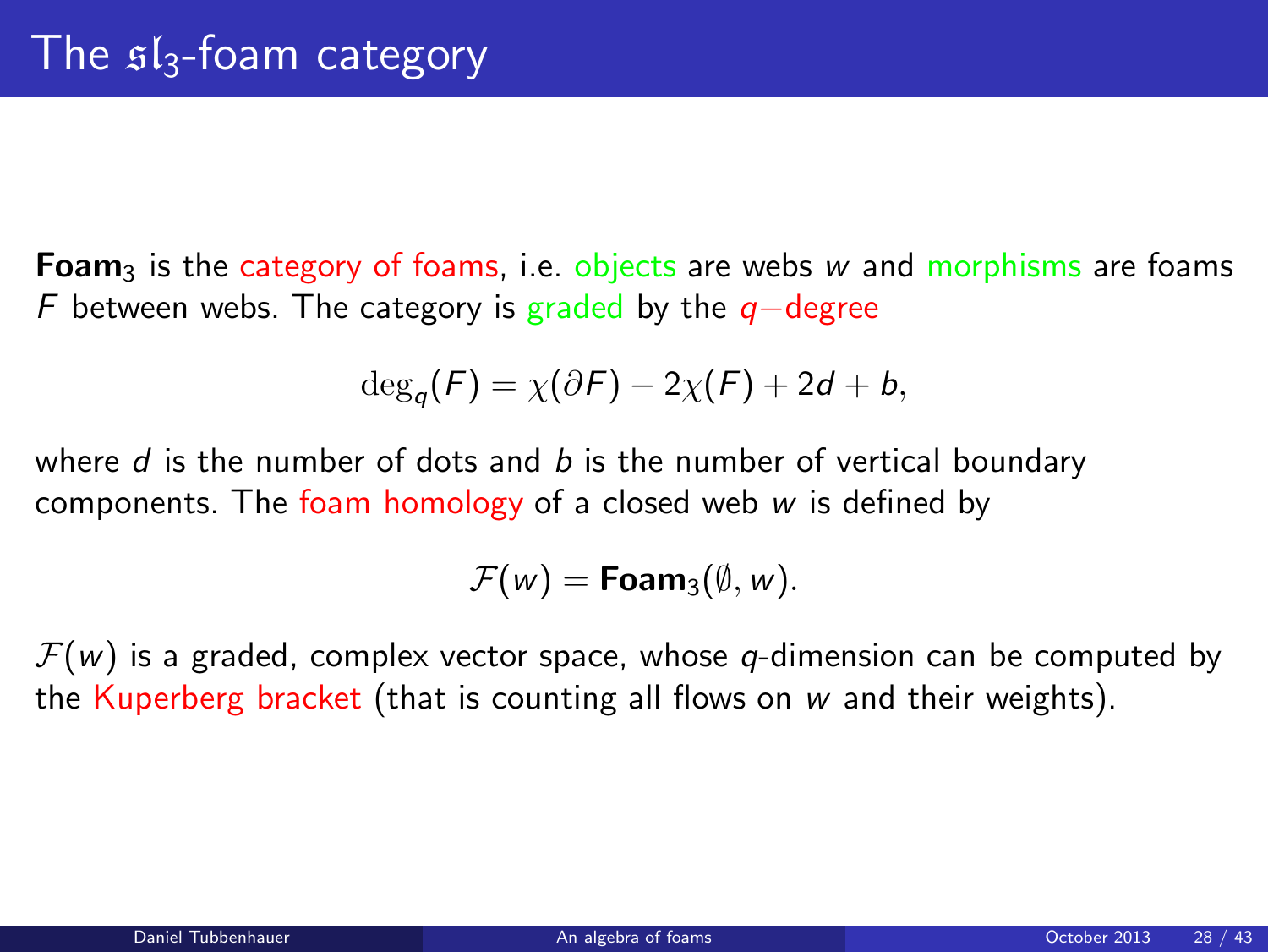# The $\mathfrak{sl}_3$-foam category

**Foam**$_3$ is the category of foams, i.e. objects are webs $w$ and morphisms are foams $F$ between webs. The category is graded by the $q-$degree

$$\deg_q(F) = \chi(\partial F) - 2\chi(F) + 2d + b,$$

where $d$ is the number of dots and $b$ is the number of vertical boundary components. The foam homology of a closed web $w$ is defined by

$$\mathcal{F}(w) = \mathbf{Foam}_3(\emptyset, w).$$

$\mathcal{F}(w)$ is a graded, complex vector space, whose $q$-dimension can be computed by the Kuperberg bracket (that is counting all flows on $w$ and their weights).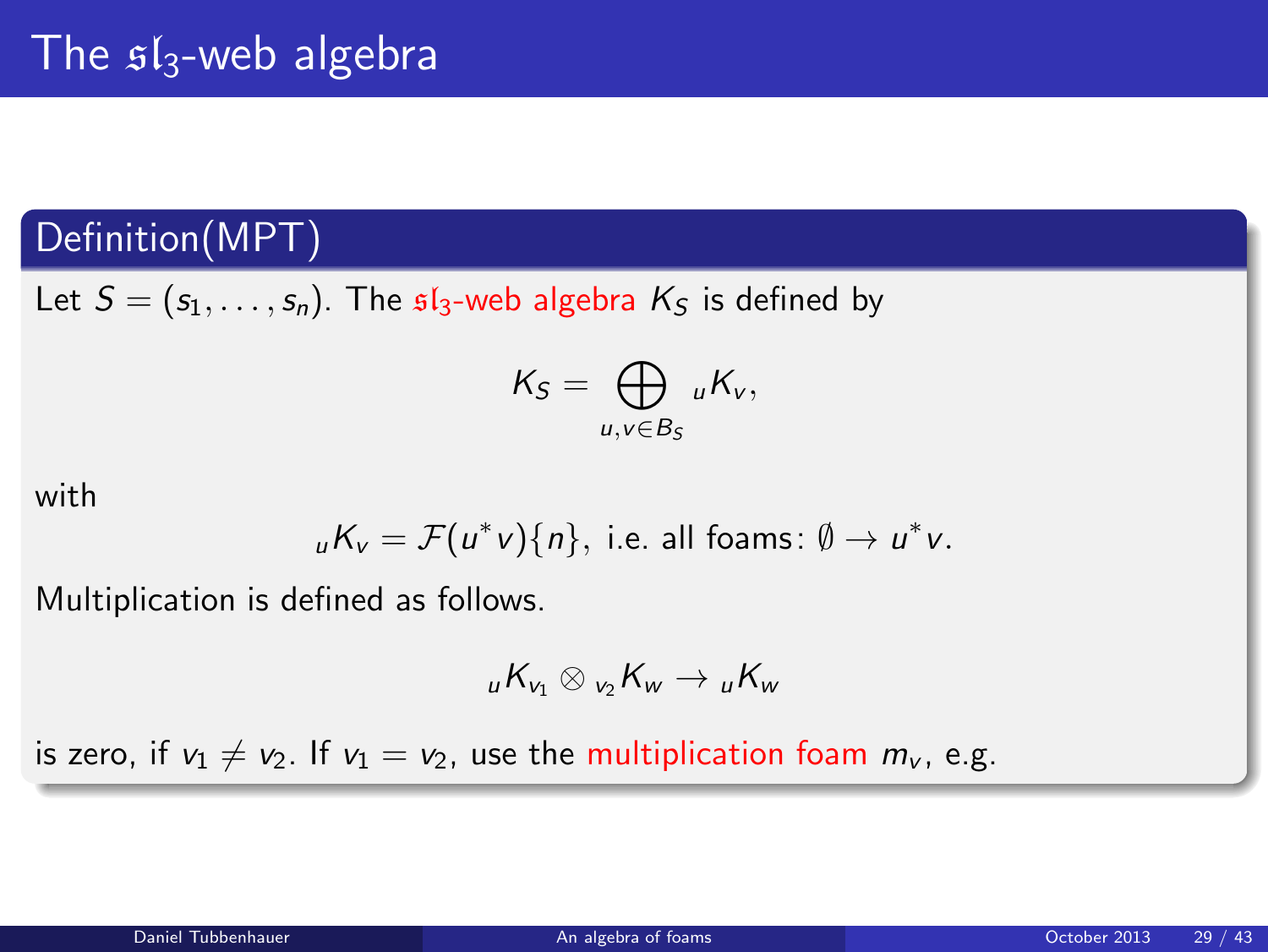# The $\mathfrak{sl}_3$-web algebra

## Definition(MPT)

Let $S = (s_1, \ldots, s_n)$. The $\mathfrak{sl}_3$-web algebra $K_S$ is defined by

$$K_S = \bigoplus_{u,v \in B_S} {}_uK_v,$$

with

$${}_uK_v = \mathcal{F}(u^*v)\{n\}, \text{ i.e. all foams: } \emptyset \to u^*v.$$

Multiplication is defined as follows.

$${}_uK_{v_1} \otimes {}_{v_2}K_w \to {}_uK_w$$

is zero, if $v_1 \neq v_2$. If $v_1 = v_2$, use the multiplication foam $m_v$, e.g.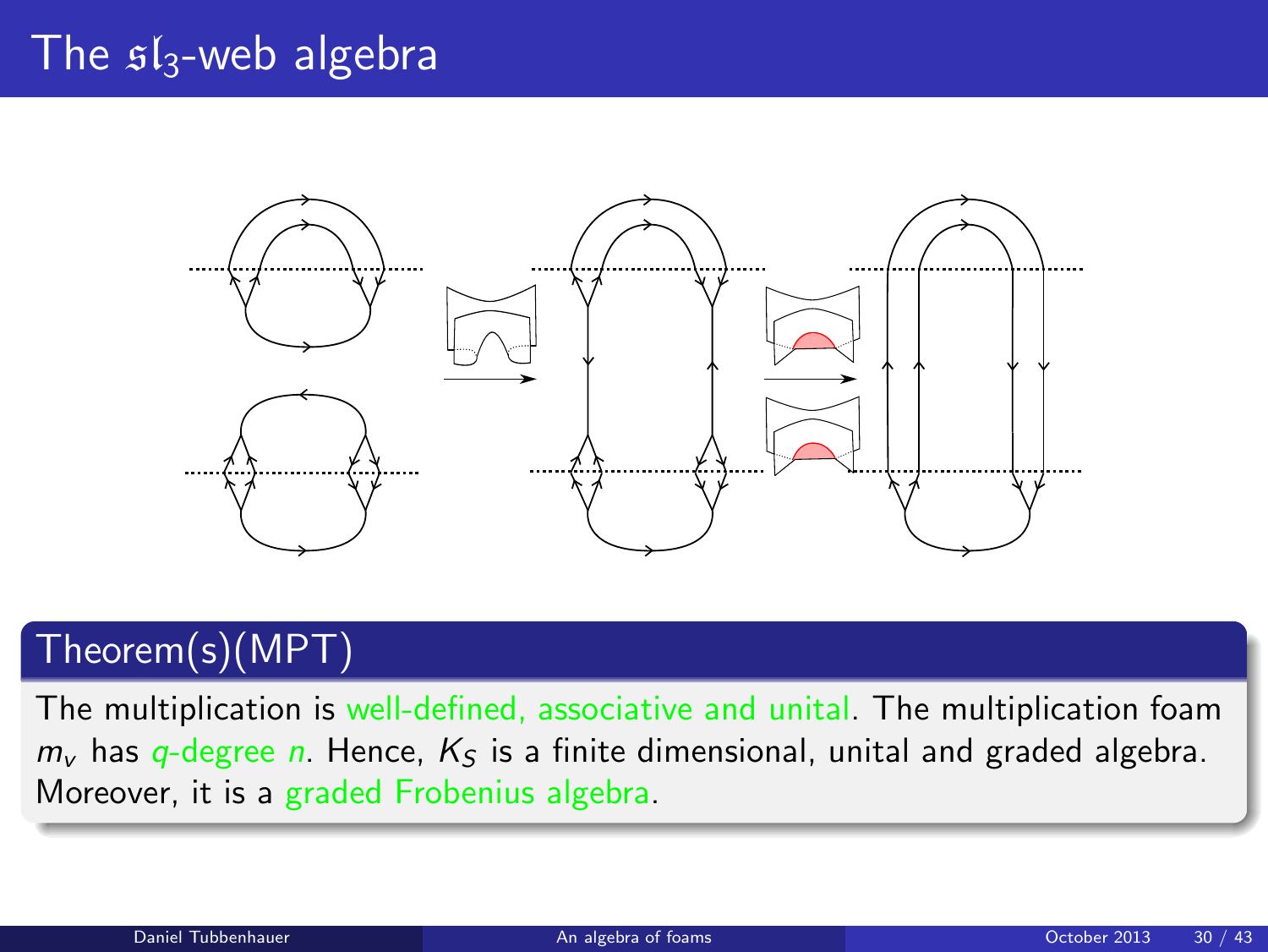# The $\mathfrak{sl}_3$-web algebra

## Theorem(s)(MPT)

The multiplication is well-defined, associative and unital. The multiplication foam $m_v$ has $q$-degree $n$. Hence, $K_S$ is a finite dimensional, unital and graded algebra. Moreover, it is a graded Frobenius algebra.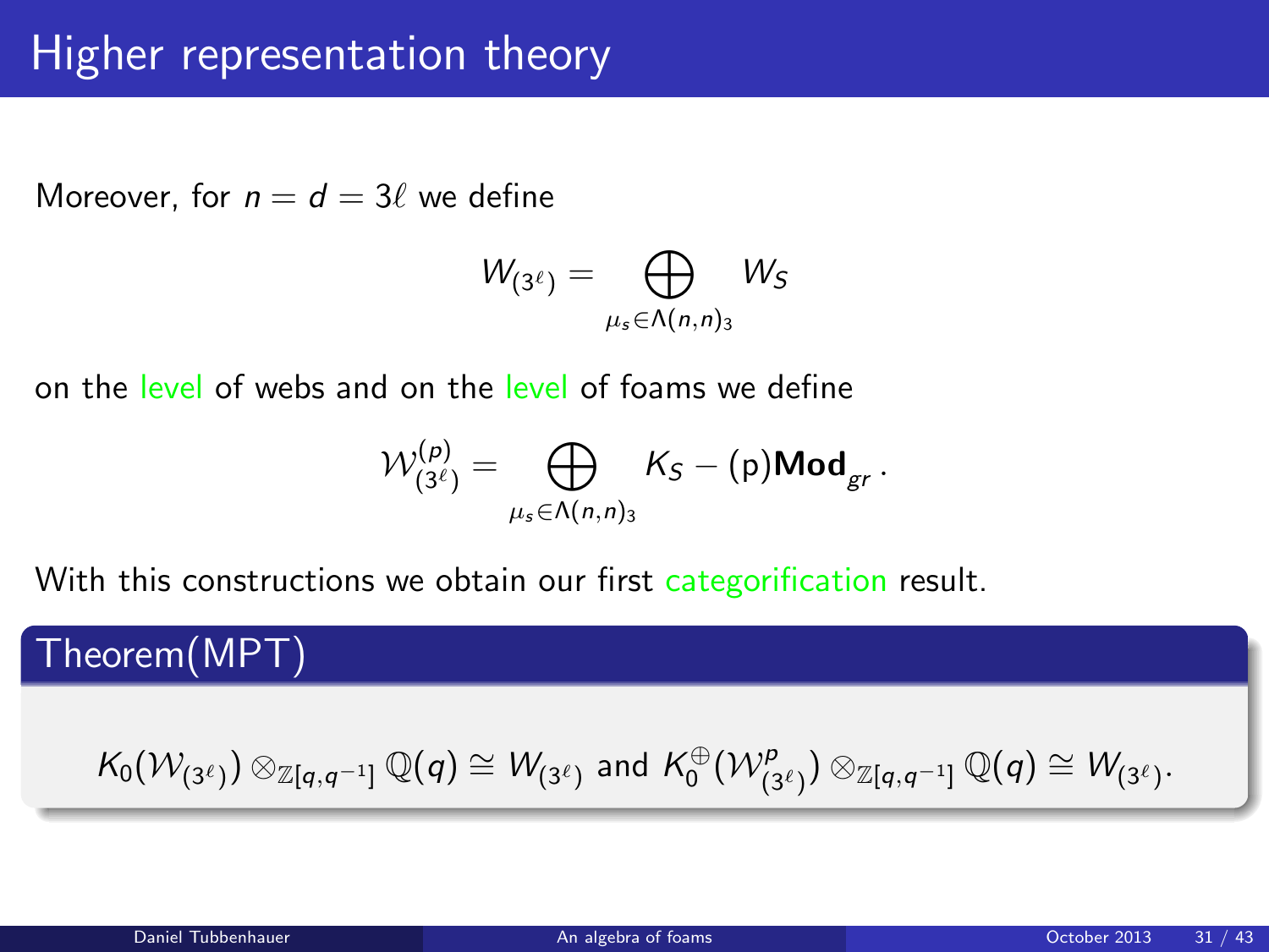# Higher representation theory

Moreover, for $n = d = 3\ell$ we define

$$W_{(3^\ell)} = \bigoplus_{\mu_s \in \Lambda(n,n)_3} W_S$$

on the level of webs and on the level of foams we define

$$\mathcal{W}^{(p)}_{(3^\ell)} = \bigoplus_{\mu_s \in \Lambda(n,n)_3} K_S - (\mathrm{p})\mathbf{Mod}_{gr}\,.$$

With this constructions we obtain our first categorification result.

**Theorem(MPT)**

$$K_0(\mathcal{W}_{(3^\ell)}) \otimes_{\mathbb{Z}[q,q^{-1}]} \mathbb{Q}(q) \cong W_{(3^\ell)} \text{ and } K_0^{\oplus}(\mathcal{W}^{p}_{(3^\ell)}) \otimes_{\mathbb{Z}[q,q^{-1}]} \mathbb{Q}(q) \cong W_{(3^\ell)}.$$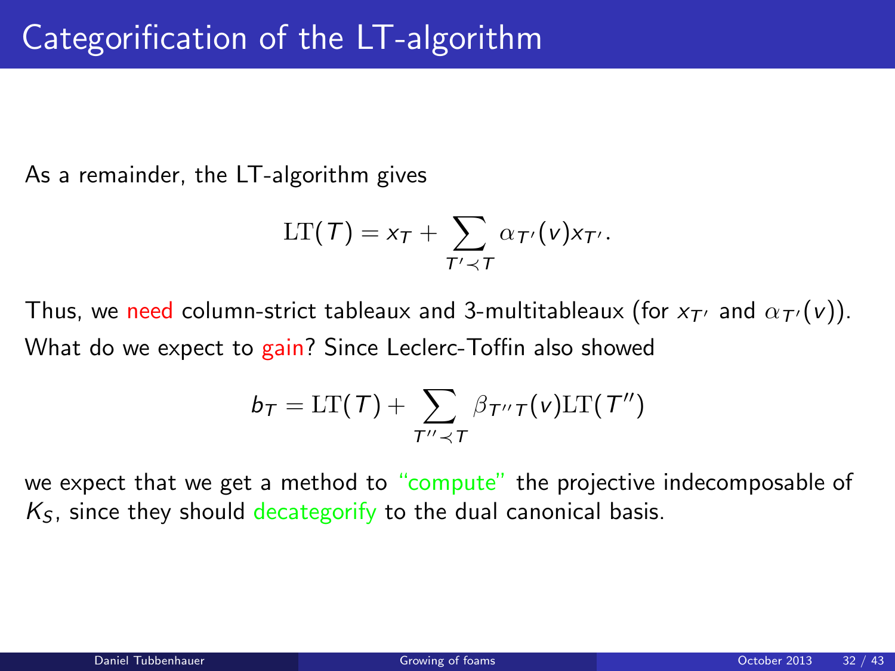# Categorification of the LT-algorithm

As a remainder, the LT-algorithm gives

$$\mathrm{LT}(T) = x_T + \sum_{T' \prec T} \alpha_{T'}(v) x_{T'}.$$

Thus, we need column-strict tableaux and 3-multitableaux (for $x_{T'}$ and $\alpha_{T'}(v)$).
What do we expect to gain? Since Leclerc-Toffin also showed

$$b_T = \mathrm{LT}(T) + \sum_{T'' \prec T} \beta_{T''T}(v) \mathrm{LT}(T'')$$

we expect that we get a method to "compute" the projective indecomposable of $K_S$, since they should decategorify to the dual canonical basis.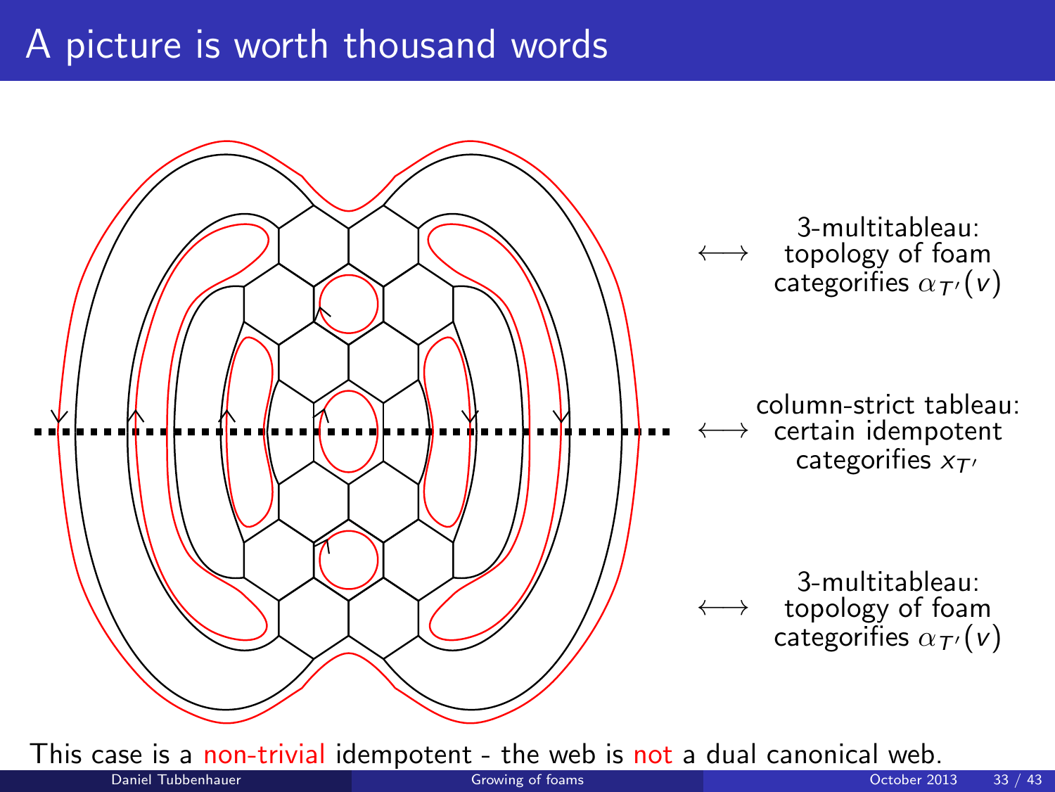# A picture is worth thousand words

$\longleftrightarrow$ 3-multitableau: topology of foam categorifies $\alpha_{T'}(v)$

$\longleftrightarrow$ column-strict tableau: certain idempotent categorifies $x_{T'}$

$\longleftrightarrow$ 3-multitableau: topology of foam categorifies $\alpha_{T'}(v)$

This case is a non-trivial idempotent - the web is not a dual canonical web.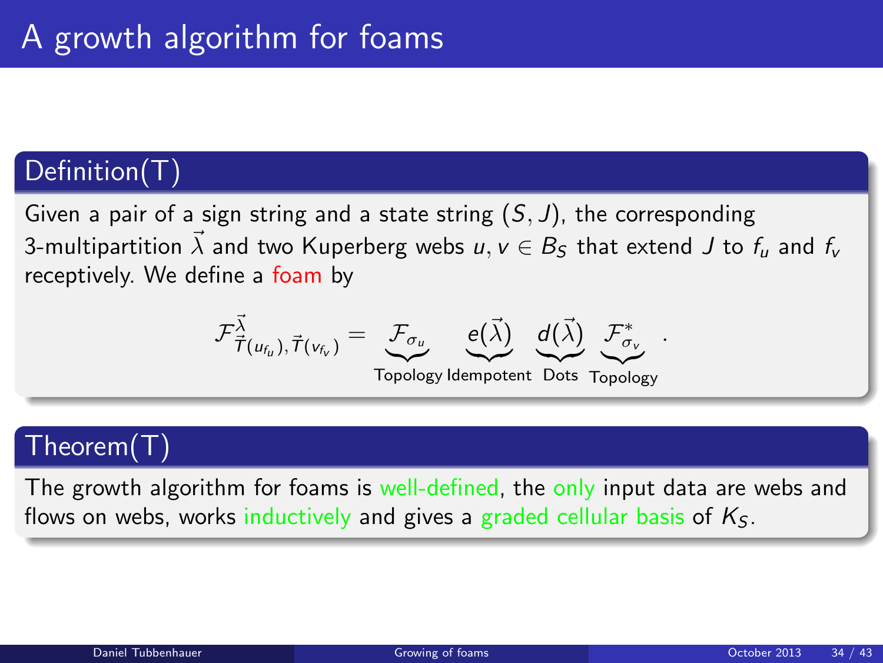# A growth algorithm for foams

## Definition(T)

Given a pair of a sign string and a state string $(S, J)$, the corresponding 3-multipartition $\vec{\lambda}$ and two Kuperberg webs $u, v \in B_S$ that extend $J$ to $f_u$ and $f_v$ receptively. We define a foam by

$$\mathcal{F}^{\vec{\lambda}}_{\vec{T}(u_{f_u}), \vec{T}(v_{f_v})} = \underbrace{\mathcal{F}_{\sigma_u}}_{\text{Topology}} \underbrace{e(\vec{\lambda})}_{\text{Idempotent}} \underbrace{d(\vec{\lambda})}_{\text{Dots}} \underbrace{\mathcal{F}^*_{\sigma_v}}_{\text{Topology}} .$$

## Theorem(T)

The growth algorithm for foams is well-defined, the only input data are webs and flows on webs, works inductively and gives a graded cellular basis of $K_S$.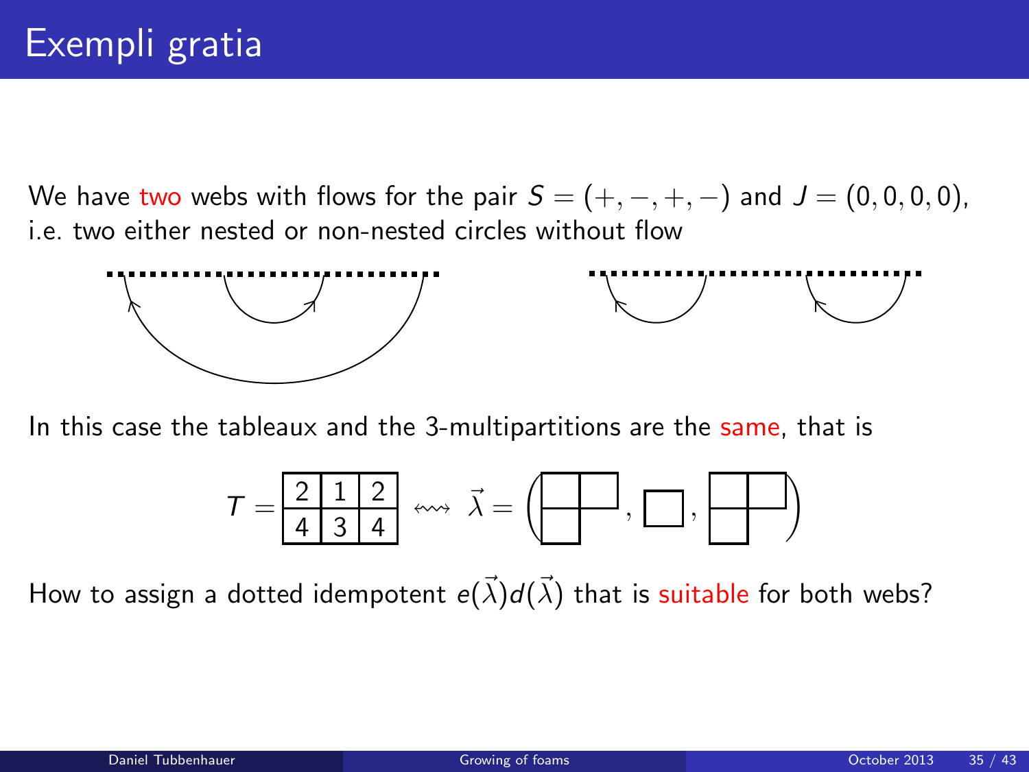# Exempli gratia

We have two webs with flows for the pair $S = (+, -, +, -)$ and $J = (0, 0, 0, 0)$, i.e. two either nested or non-nested circles without flow

In this case the tableaux and the 3-multipartitions are the same, that is

| 2 | 1 | 2 |
|---|---|---|
| 4 | 3 | 4 |

$$T = \begin{array}{|c|c|c|}\hline 2 & 1 & 2 \\ \hline 4 & 3 & 4 \\ \hline \end{array} \leftrightsquigarrow \vec{\lambda} = \left(\begin{array}{|c|c|}\hline \phantom{x} & \phantom{x} \\ \hline \phantom{x} & \multicolumn{1}{c}{} \\ \cline{1-1} \end{array}, \begin{array}{|c|}\hline \phantom{x} \\ \hline \end{array}, \begin{array}{|c|c|}\hline \phantom{x} & \phantom{x} \\ \hline \phantom{x} & \multicolumn{1}{c}{} \\ \cline{1-1} \end{array}\right)$$

How to assign a dotted idempotent $e(\vec{\lambda})d(\vec{\lambda})$ that is suitable for both webs?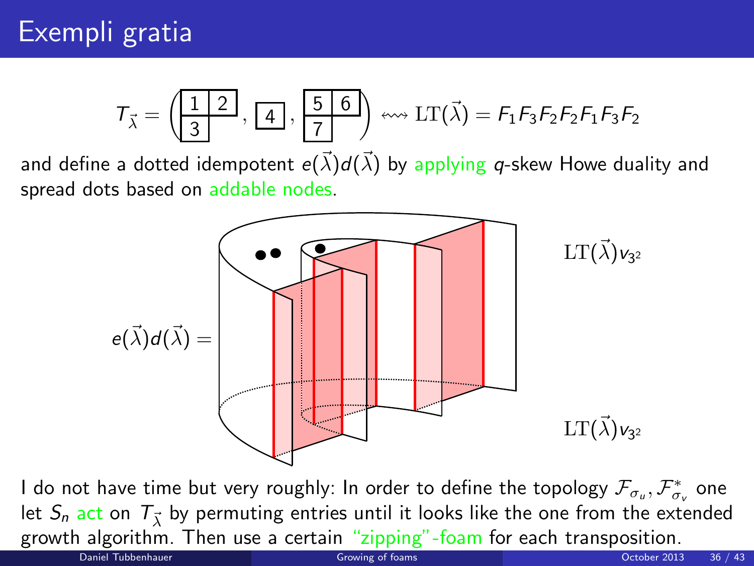# Exempli gratia

$$T_{\vec{\lambda}} = \left( \begin{array}{|c|c|}\hline 1 & 2 \\ \hline 3 \\ \cline{1-1} \end{array}, \begin{array}{|c|}\hline 4 \\ \hline \end{array}, \begin{array}{|c|c|}\hline 5 & 6 \\ \hline 7 \\ \cline{1-1} \end{array} \right) \leftrightsquigarrow \mathrm{LT}(\vec{\lambda}) = F_1F_3F_2F_2F_1F_3F_2$$

and define a dotted idempotent $e(\vec{\lambda})d(\vec{\lambda})$ by applying $q$-skew Howe duality and spread dots based on addable nodes.

$e(\vec{\lambda})d(\vec{\lambda}) =$

$\mathrm{LT}(\vec{\lambda})v_{3^2}$

$\mathrm{LT}(\vec{\lambda})v_{3^2}$

I do not have time but very roughly: In order to define the topology $\mathcal{F}_{\sigma_u}, \mathcal{F}^*_{\sigma_v}$ one let $S_n$ act on $T_{\vec{\lambda}}$ by permuting entries until it looks like the one from the extended growth algorithm. Then use a certain "zipping"-foam for each transposition.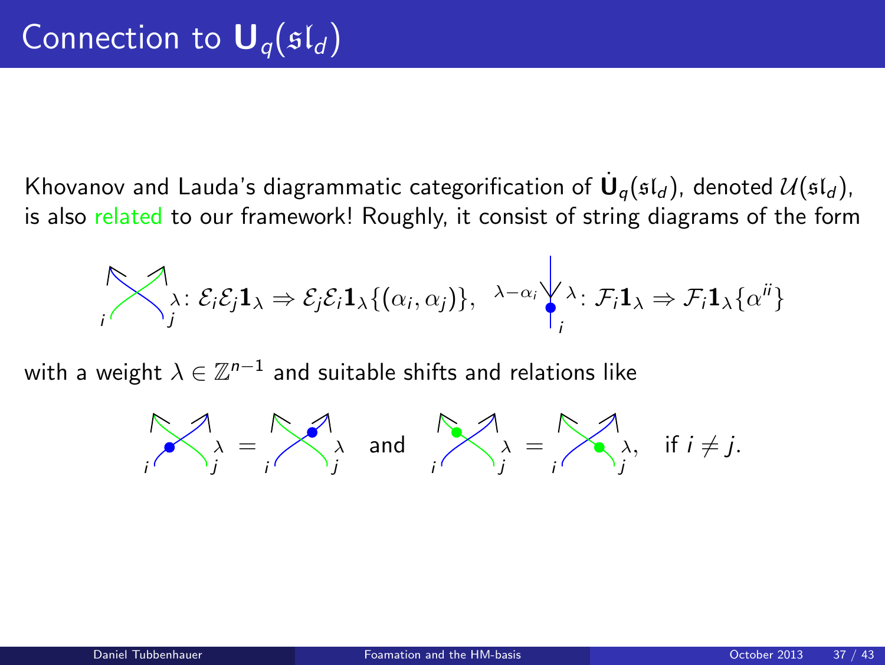# Connection to $\mathbf{U}_q(\mathfrak{sl}_d)$

Khovanov and Lauda's diagrammatic categorification of $\dot{\mathbf{U}}_q(\mathfrak{sl}_d)$, denoted $\mathcal{U}(\mathfrak{sl}_d)$, is also related to our framework! Roughly, it consist of string diagrams of the form

$$\lambda \colon \mathcal{E}_i\mathcal{E}_j\mathbf{1}_\lambda \Rightarrow \mathcal{E}_j\mathcal{E}_i\mathbf{1}_\lambda\{(\alpha_i,\alpha_j)\}, \quad {}^{\lambda-\alpha_i}\ \lambda \colon \mathcal{F}_i\mathbf{1}_\lambda \Rightarrow \mathcal{F}_i\mathbf{1}_\lambda\{\alpha^{ii}\}$$

with a weight $\lambda \in \mathbb{Z}^{n-1}$ and suitable shifts and relations like

$$\lambda = \lambda \quad \text{and} \quad \lambda = \lambda, \quad \text{if } i \neq j.$$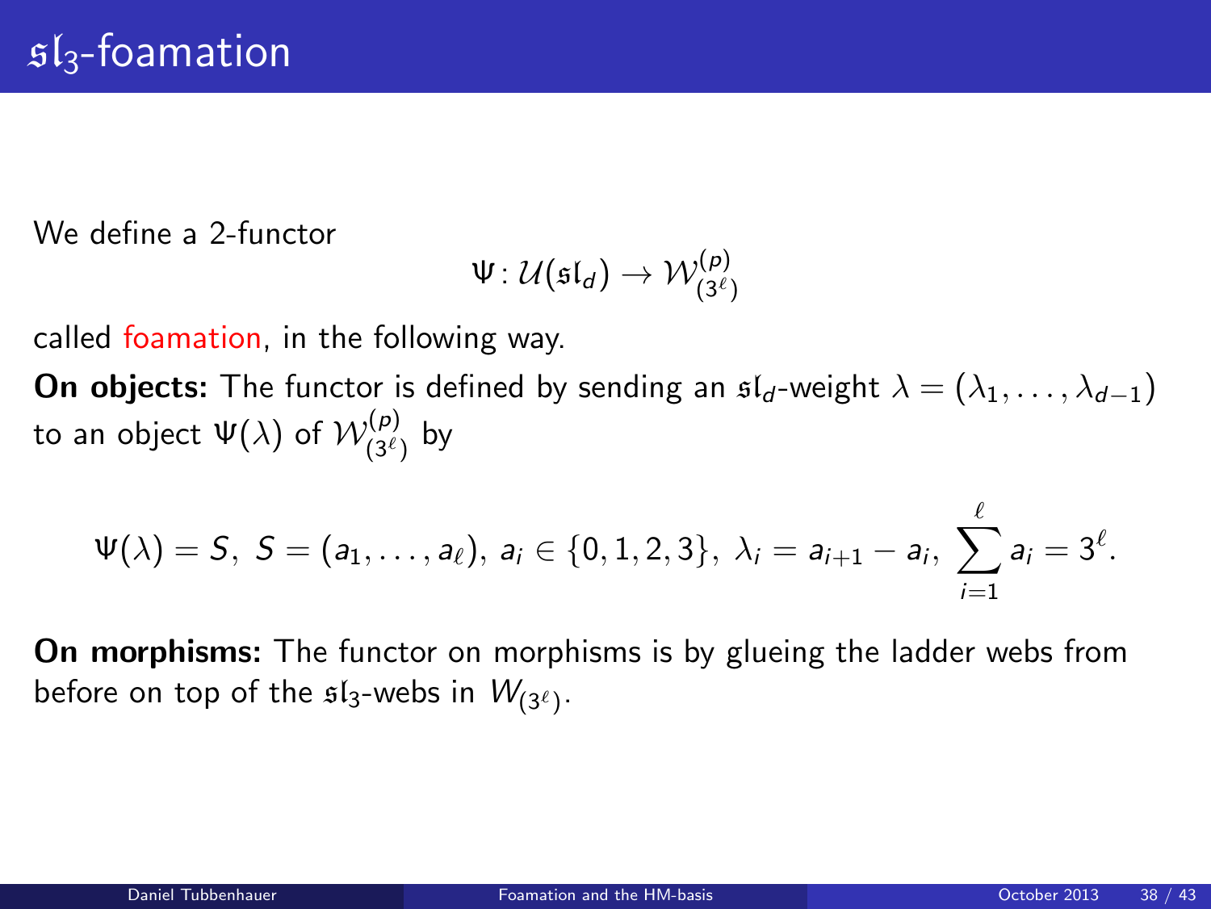# $\mathfrak{sl}_3$-foamation

We define a 2-functor

$$\Psi \colon \mathcal{U}(\mathfrak{sl}_d) \to \mathcal{W}^{(p)}_{(3^\ell)}$$

called foamation, in the following way.

**On objects:** The functor is defined by sending an $\mathfrak{sl}_d$-weight $\lambda = (\lambda_1, \dots, \lambda_{d-1})$ to an object $\Psi(\lambda)$ of $\mathcal{W}^{(p)}_{(3^\ell)}$ by

$$\Psi(\lambda) = S,\ S = (a_1, \dots, a_\ell),\ a_i \in \{0, 1, 2, 3\},\ \lambda_i = a_{i+1} - a_i,\ \sum_{i=1}^{\ell} a_i = 3^\ell.$$

**On morphisms:** The functor on morphisms is by glueing the ladder webs from before on top of the $\mathfrak{sl}_3$-webs in $W_{(3^\ell)}$.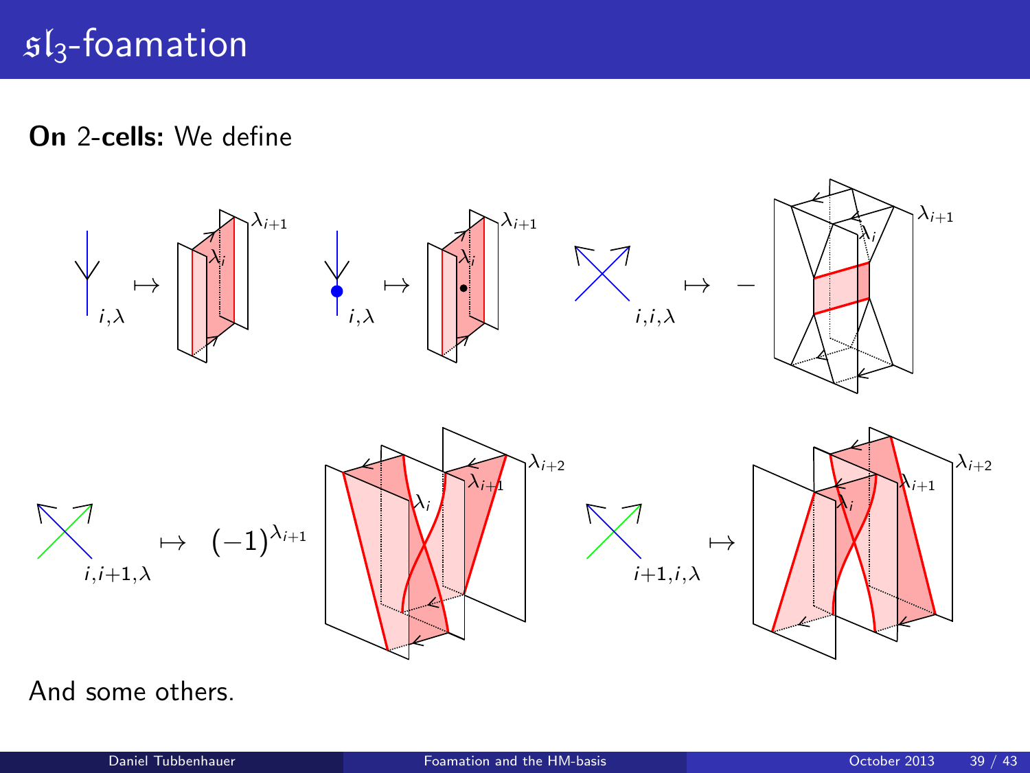# $\mathfrak{sl}_3$-foamation

**On** 2-**cells:** We define

$i,\lambda \mapsto$ $\lambda_{i+1}$ $\lambda_i$ $\quad$ $i,\lambda \mapsto$ $\lambda_{i+1}$ $\lambda_i$ $\quad$ $i,i,\lambda \mapsto -$ $\lambda_{i+1}$ $\lambda_i$

$i,i{+}1,\lambda \mapsto (-1)^{\lambda_{i+1}}$ $\lambda_{i+2}$ $\lambda_{i+1}$ $\lambda_i$ $\quad$ $i{+}1,i,\lambda \mapsto$ $\lambda_{i+2}$ $\lambda_{i+1}$ $\lambda_i$

And some others.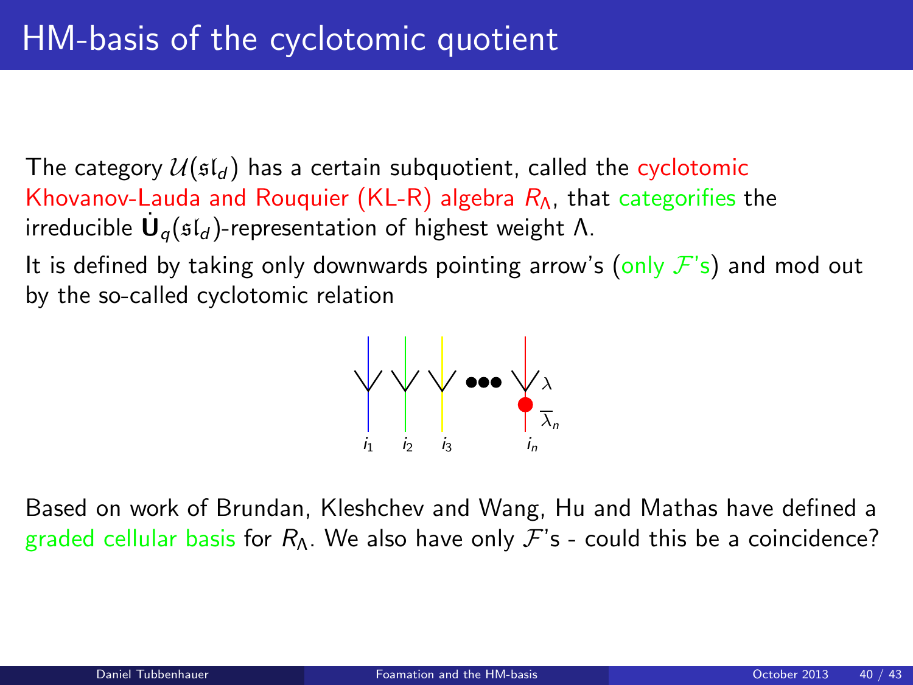# HM-basis of the cyclotomic quotient

The category $\mathcal{U}(\mathfrak{sl}_d)$ has a certain subquotient, called the cyclotomic Khovanov-Lauda and Rouquier (KL-R) algebra $R_\Lambda$, that categorifies the irreducible $\dot{\mathbf{U}}_q(\mathfrak{sl}_d)$-representation of highest weight $\Lambda$.

It is defined by taking only downwards pointing arrow's (only $\mathcal{F}$'s) and mod out by the so-called cyclotomic relation

$i_1 \quad i_2 \quad i_3 \quad \cdots \quad i_n$ $\quad \lambda \quad \overline{\lambda}_n$

Based on work of Brundan, Kleshchev and Wang, Hu and Mathas have defined a graded cellular basis for $R_\Lambda$. We also have only $\mathcal{F}$'s - could this be a coincidence?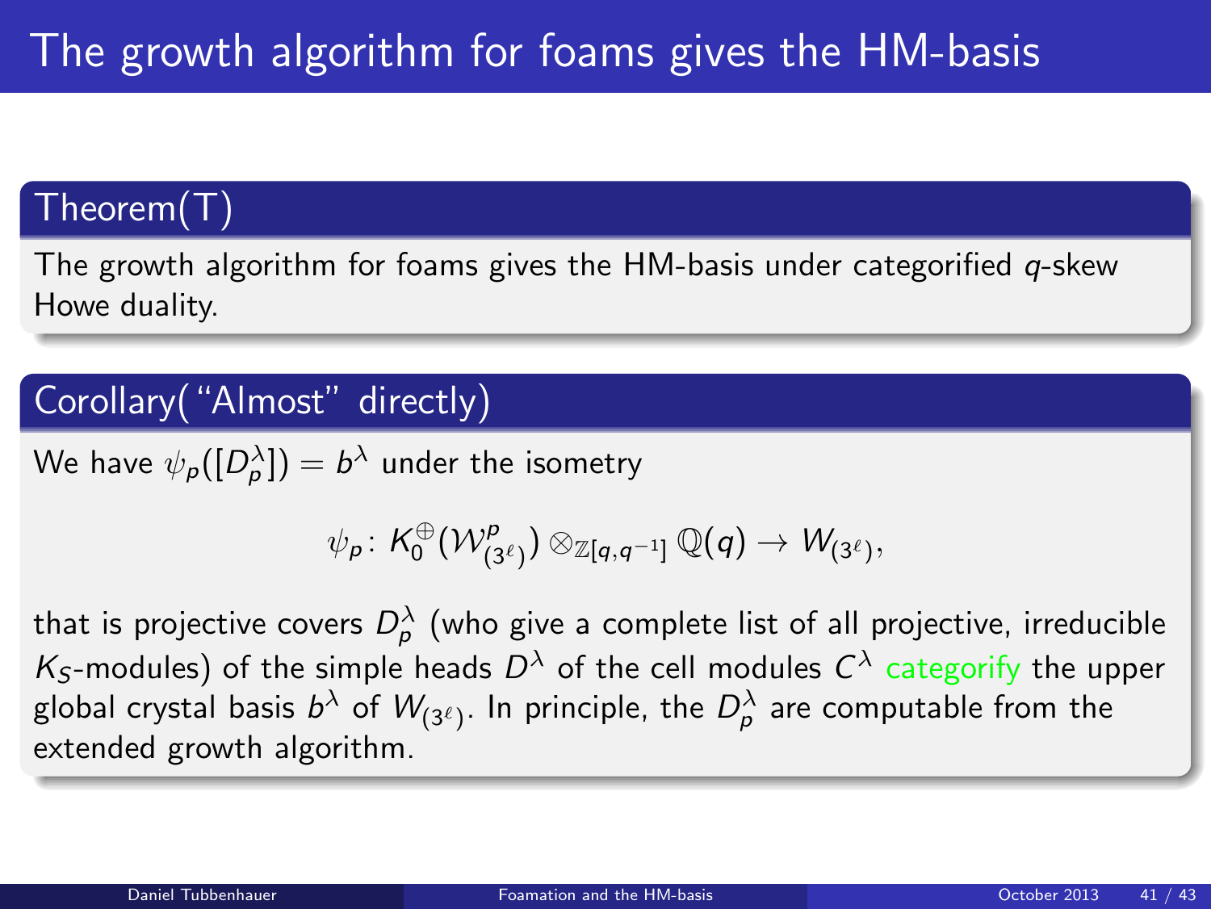# The growth algorithm for foams gives the HM-basis

## Theorem(T)

The growth algorithm for foams gives the HM-basis under categorified $q$-skew Howe duality.

## Corollary("Almost" directly)

We have $\psi_p([D_p^\lambda]) = b^\lambda$ under the isometry

$$\psi_p\colon K_0^{\oplus}(\mathcal{W}^p_{(3^\ell)}) \otimes_{\mathbb{Z}[q,q^{-1}]} \mathbb{Q}(q) \to W_{(3^\ell)},$$

that is projective covers $D_p^\lambda$ (who give a complete list of all projective, irreducible $K_S$-modules) of the simple heads $D^\lambda$ of the cell modules $C^\lambda$ categorify the upper global crystal basis $b^\lambda$ of $W_{(3^\ell)}$. In principle, the $D_p^\lambda$ are computable from the extended growth algorithm.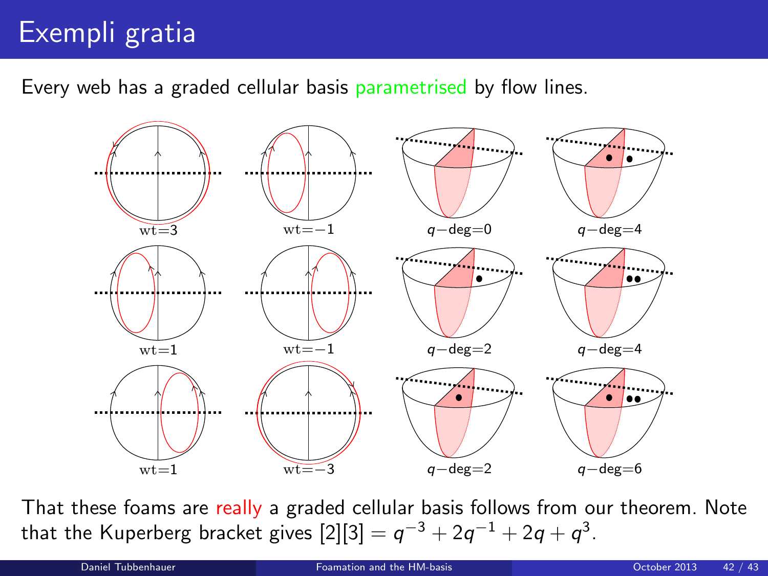# Exempli gratia

Every web has a graded cellular basis parametrised by flow lines.

wt=3 | wt=−1 | $q$−deg=0 | $q$−deg=4

wt=1 | wt=−1 | $q$−deg=2 | $q$−deg=4

wt=1 | wt=−3 | $q$−deg=2 | $q$−deg=6

That these foams are really a graded cellular basis follows from our theorem. Note that the Kuperberg bracket gives $[2][3] = q^{-3} + 2q^{-1} + 2q + q^{3}$.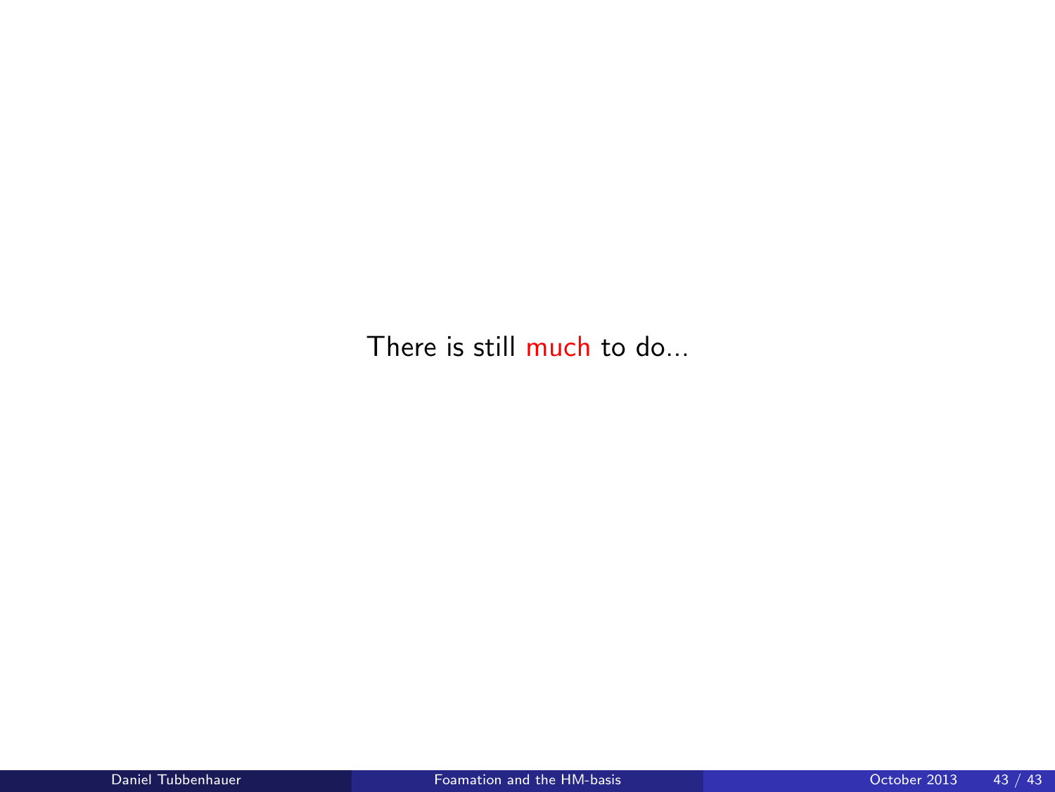There is still much to do...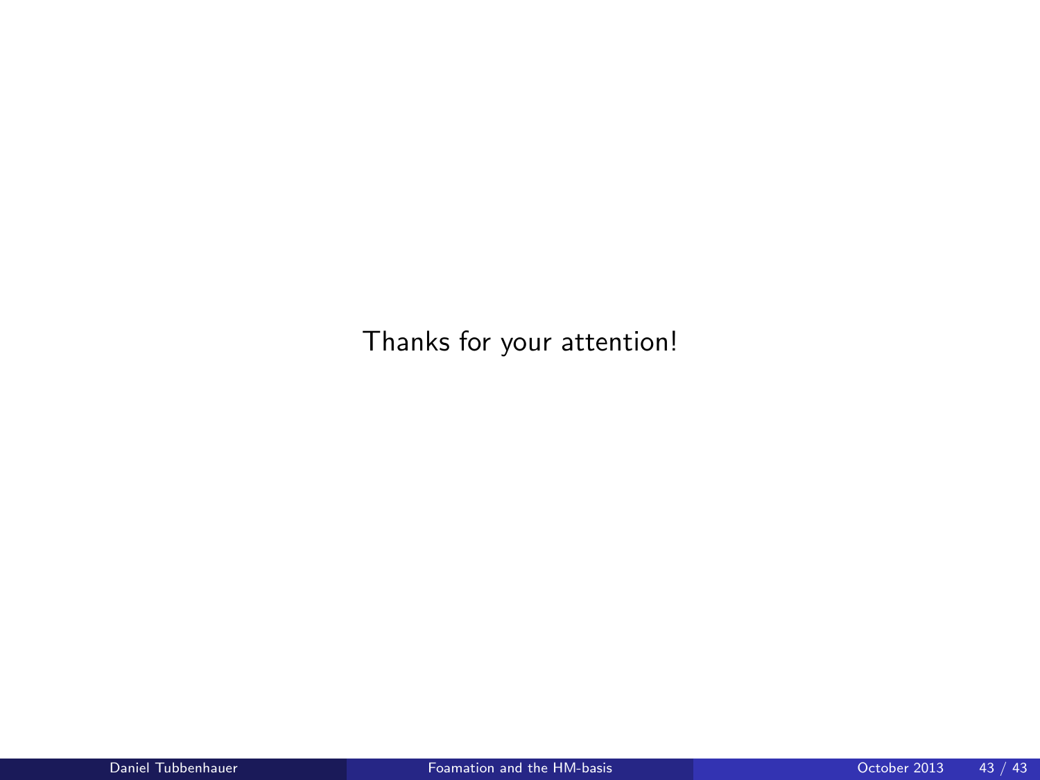Thanks for your attention!